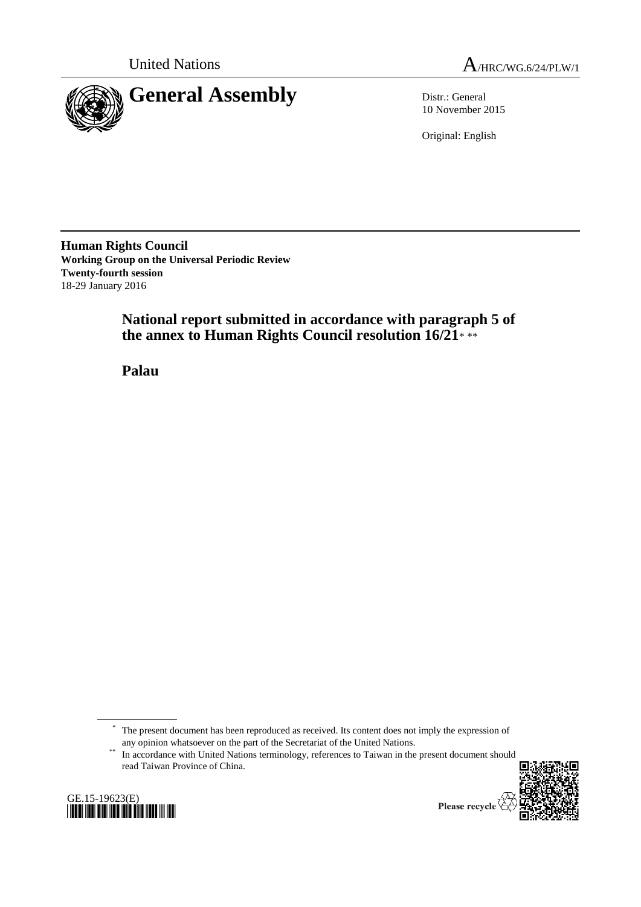United Nations A/HRC/WG.6/24/PLW/1

# General Assembly

Distr.: General
10 November 2015

Original: English

**Human Rights Council**
**Working Group on the Universal Periodic Review**
**Twenty-fourth session**
18-29 January 2016

## National report submitted in accordance with paragraph 5 of the annex to Human Rights Council resolution 16/21* **

## Palau

---

\* The present document has been reproduced as received. Its content does not imply the expression of any opinion whatsoever on the part of the Secretariat of the United Nations.

\** In accordance with United Nations terminology, references to Taiwan in the present document should read Taiwan Province of China.

GE.15-19623(E)

Please recycle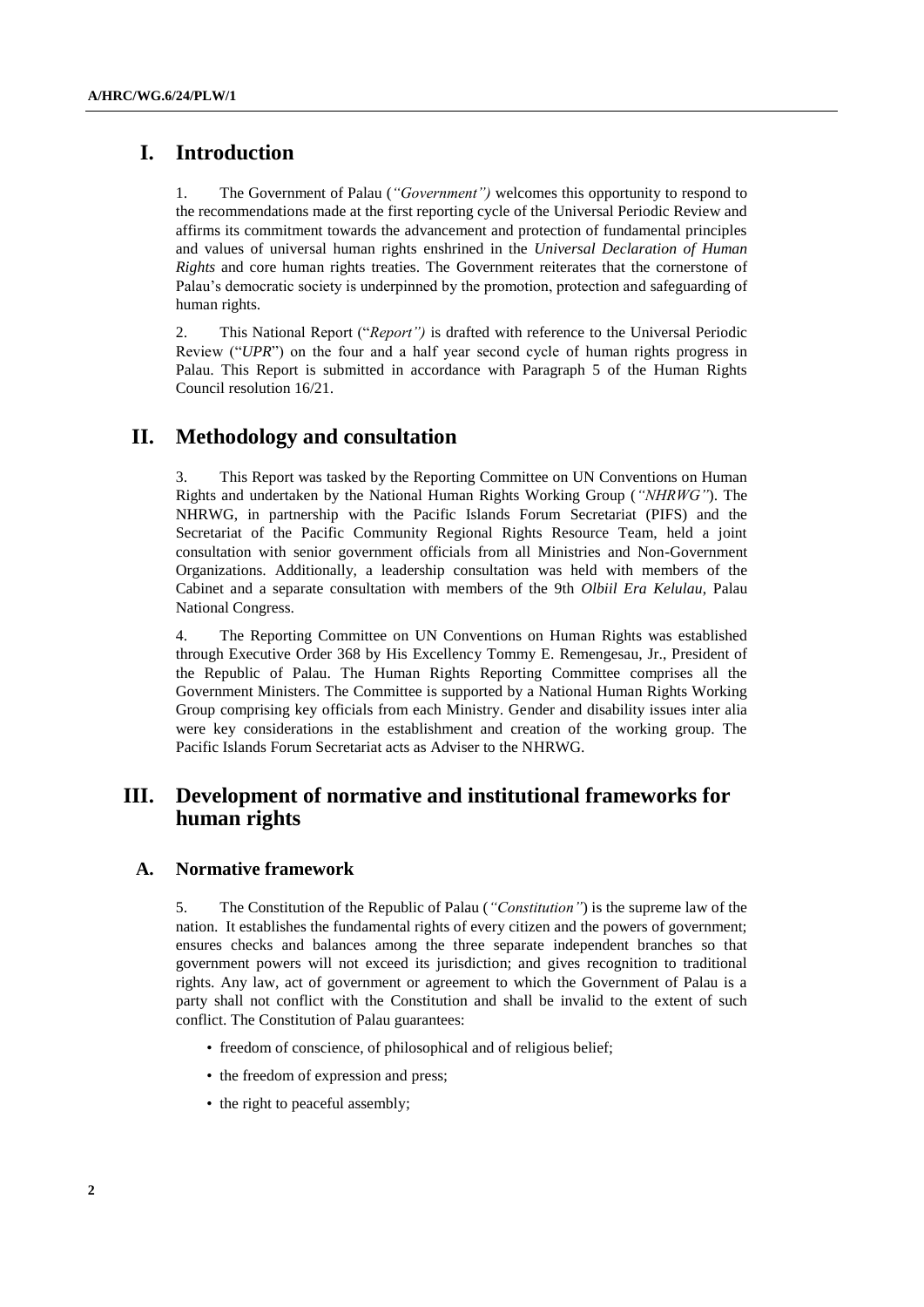# I. Introduction

1. The Government of Palau (*"Government")* welcomes this opportunity to respond to the recommendations made at the first reporting cycle of the Universal Periodic Review and affirms its commitment towards the advancement and protection of fundamental principles and values of universal human rights enshrined in the *Universal Declaration of Human Rights* and core human rights treaties. The Government reiterates that the cornerstone of Palau's democratic society is underpinned by the promotion, protection and safeguarding of human rights.

2. This National Report ("*Report")* is drafted with reference to the Universal Periodic Review ("*UPR*") on the four and a half year second cycle of human rights progress in Palau. This Report is submitted in accordance with Paragraph 5 of the Human Rights Council resolution 16/21.

# II. Methodology and consultation

3. This Report was tasked by the Reporting Committee on UN Conventions on Human Rights and undertaken by the National Human Rights Working Group (*"NHRWG"*). The NHRWG, in partnership with the Pacific Islands Forum Secretariat (PIFS) and the Secretariat of the Pacific Community Regional Rights Resource Team, held a joint consultation with senior government officials from all Ministries and Non-Government Organizations. Additionally, a leadership consultation was held with members of the Cabinet and a separate consultation with members of the 9th *Olbiil Era Kelulau*, Palau National Congress.

4. The Reporting Committee on UN Conventions on Human Rights was established through Executive Order 368 by His Excellency Tommy E. Remengesau, Jr., President of the Republic of Palau. The Human Rights Reporting Committee comprises all the Government Ministers. The Committee is supported by a National Human Rights Working Group comprising key officials from each Ministry. Gender and disability issues inter alia were key considerations in the establishment and creation of the working group. The Pacific Islands Forum Secretariat acts as Adviser to the NHRWG.

# III. Development of normative and institutional frameworks for human rights

## A. Normative framework

5. The Constitution of the Republic of Palau (*"Constitution"*) is the supreme law of the nation. It establishes the fundamental rights of every citizen and the powers of government; ensures checks and balances among the three separate independent branches so that government powers will not exceed its jurisdiction; and gives recognition to traditional rights. Any law, act of government or agreement to which the Government of Palau is a party shall not conflict with the Constitution and shall be invalid to the extent of such conflict. The Constitution of Palau guarantees:

- freedom of conscience, of philosophical and of religious belief;
- the freedom of expression and press;
- the right to peaceful assembly;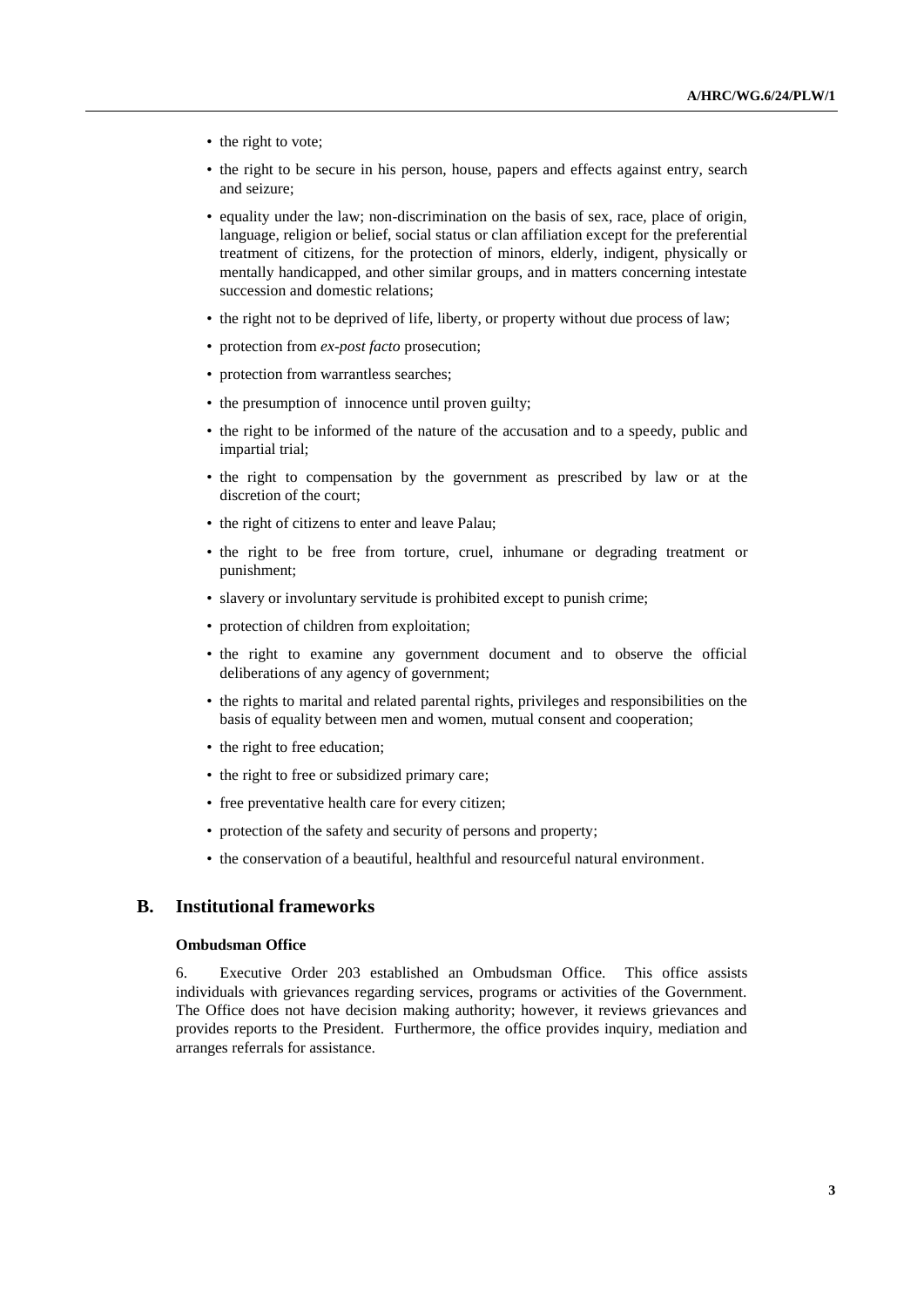- the right to vote;
- the right to be secure in his person, house, papers and effects against entry, search and seizure;
- equality under the law; non-discrimination on the basis of sex, race, place of origin, language, religion or belief, social status or clan affiliation except for the preferential treatment of citizens, for the protection of minors, elderly, indigent, physically or mentally handicapped, and other similar groups, and in matters concerning intestate succession and domestic relations;
- the right not to be deprived of life, liberty, or property without due process of law;
- protection from *ex-post facto* prosecution;
- protection from warrantless searches;
- the presumption of innocence until proven guilty;
- the right to be informed of the nature of the accusation and to a speedy, public and impartial trial;
- the right to compensation by the government as prescribed by law or at the discretion of the court;
- the right of citizens to enter and leave Palau;
- the right to be free from torture, cruel, inhumane or degrading treatment or punishment;
- slavery or involuntary servitude is prohibited except to punish crime;
- protection of children from exploitation;
- the right to examine any government document and to observe the official deliberations of any agency of government;
- the rights to marital and related parental rights, privileges and responsibilities on the basis of equality between men and women, mutual consent and cooperation;
- the right to free education;
- the right to free or subsidized primary care;
- free preventative health care for every citizen;
- protection of the safety and security of persons and property;
- the conservation of a beautiful, healthful and resourceful natural environment.

## B. Institutional frameworks

#### Ombudsman Office

6. Executive Order 203 established an Ombudsman Office. This office assists individuals with grievances regarding services, programs or activities of the Government. The Office does not have decision making authority; however, it reviews grievances and provides reports to the President. Furthermore, the office provides inquiry, mediation and arranges referrals for assistance.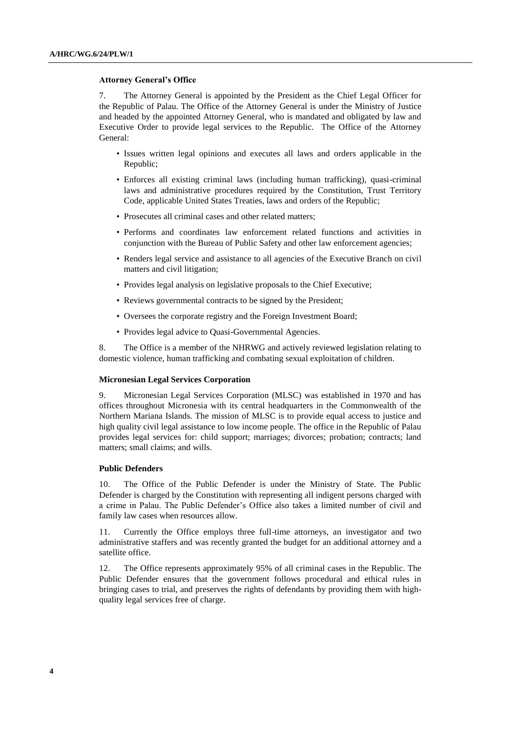### Attorney General's Office

7. The Attorney General is appointed by the President as the Chief Legal Officer for the Republic of Palau. The Office of the Attorney General is under the Ministry of Justice and headed by the appointed Attorney General, who is mandated and obligated by law and Executive Order to provide legal services to the Republic. The Office of the Attorney General:

- Issues written legal opinions and executes all laws and orders applicable in the Republic;
- Enforces all existing criminal laws (including human trafficking), quasi-criminal laws and administrative procedures required by the Constitution, Trust Territory Code, applicable United States Treaties, laws and orders of the Republic;
- Prosecutes all criminal cases and other related matters;
- Performs and coordinates law enforcement related functions and activities in conjunction with the Bureau of Public Safety and other law enforcement agencies;
- Renders legal service and assistance to all agencies of the Executive Branch on civil matters and civil litigation;
- Provides legal analysis on legislative proposals to the Chief Executive;
- Reviews governmental contracts to be signed by the President;
- Oversees the corporate registry and the Foreign Investment Board;
- Provides legal advice to Quasi-Governmental Agencies.

8. The Office is a member of the NHRWG and actively reviewed legislation relating to domestic violence, human trafficking and combating sexual exploitation of children.

### Micronesian Legal Services Corporation

9. Micronesian Legal Services Corporation (MLSC) was established in 1970 and has offices throughout Micronesia with its central headquarters in the Commonwealth of the Northern Mariana Islands. The mission of MLSC is to provide equal access to justice and high quality civil legal assistance to low income people. The office in the Republic of Palau provides legal services for: child support; marriages; divorces; probation; contracts; land matters; small claims; and wills.

### Public Defenders

10. The Office of the Public Defender is under the Ministry of State. The Public Defender is charged by the Constitution with representing all indigent persons charged with a crime in Palau. The Public Defender's Office also takes a limited number of civil and family law cases when resources allow.

11. Currently the Office employs three full-time attorneys, an investigator and two administrative staffers and was recently granted the budget for an additional attorney and a satellite office.

12. The Office represents approximately 95% of all criminal cases in the Republic. The Public Defender ensures that the government follows procedural and ethical rules in bringing cases to trial, and preserves the rights of defendants by providing them with high-quality legal services free of charge.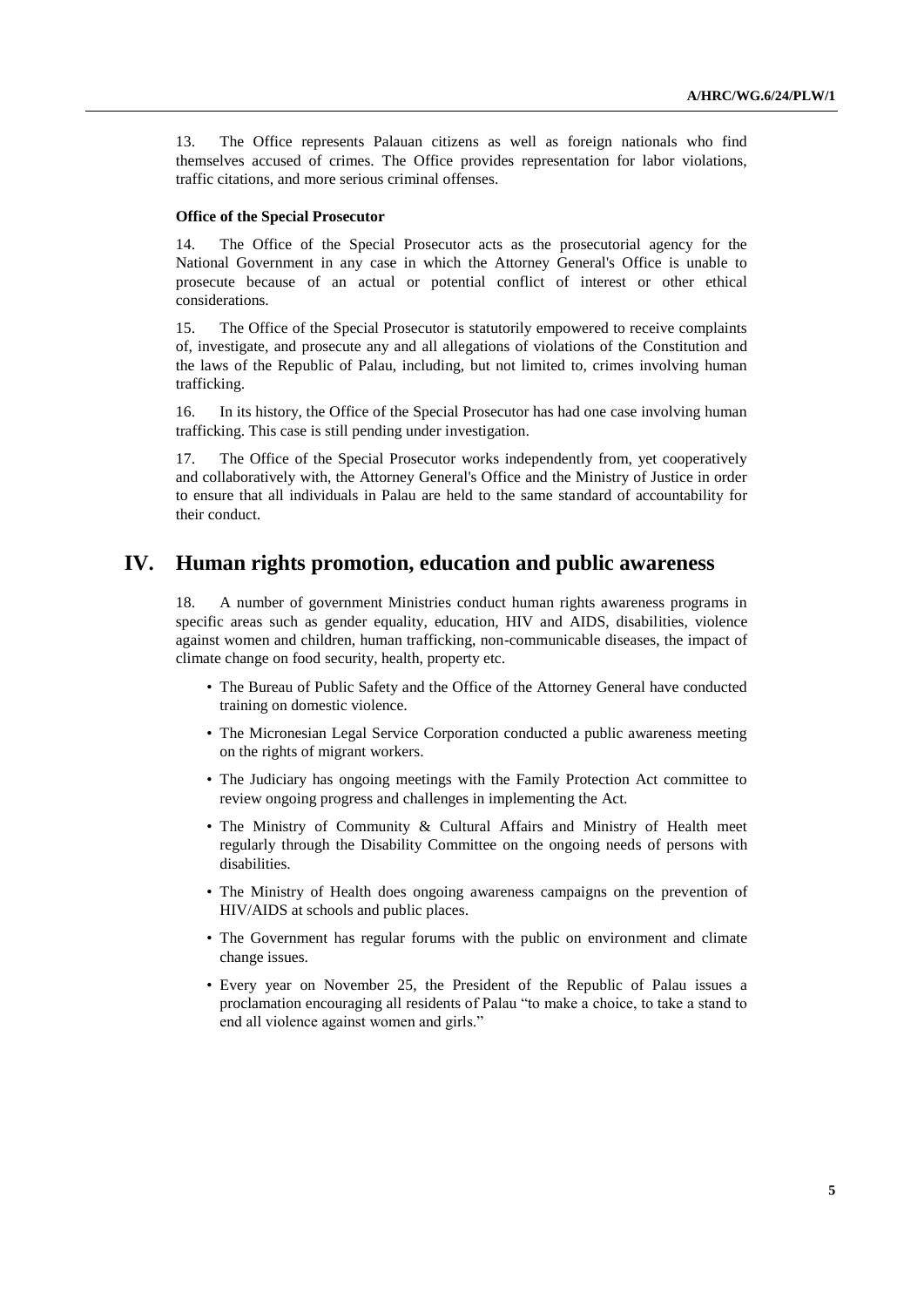13. The Office represents Palauan citizens as well as foreign nationals who find themselves accused of crimes. The Office provides representation for labor violations, traffic citations, and more serious criminal offenses.

**Office of the Special Prosecutor**

14. The Office of the Special Prosecutor acts as the prosecutorial agency for the National Government in any case in which the Attorney General's Office is unable to prosecute because of an actual or potential conflict of interest or other ethical considerations.

15. The Office of the Special Prosecutor is statutorily empowered to receive complaints of, investigate, and prosecute any and all allegations of violations of the Constitution and the laws of the Republic of Palau, including, but not limited to, crimes involving human trafficking.

16. In its history, the Office of the Special Prosecutor has had one case involving human trafficking. This case is still pending under investigation.

17. The Office of the Special Prosecutor works independently from, yet cooperatively and collaboratively with, the Attorney General's Office and the Ministry of Justice in order to ensure that all individuals in Palau are held to the same standard of accountability for their conduct.

## IV. Human rights promotion, education and public awareness

18. A number of government Ministries conduct human rights awareness programs in specific areas such as gender equality, education, HIV and AIDS, disabilities, violence against women and children, human trafficking, non-communicable diseases, the impact of climate change on food security, health, property etc.

- The Bureau of Public Safety and the Office of the Attorney General have conducted training on domestic violence.
- The Micronesian Legal Service Corporation conducted a public awareness meeting on the rights of migrant workers.
- The Judiciary has ongoing meetings with the Family Protection Act committee to review ongoing progress and challenges in implementing the Act.
- The Ministry of Community & Cultural Affairs and Ministry of Health meet regularly through the Disability Committee on the ongoing needs of persons with disabilities.
- The Ministry of Health does ongoing awareness campaigns on the prevention of HIV/AIDS at schools and public places.
- The Government has regular forums with the public on environment and climate change issues.
- Every year on November 25, the President of the Republic of Palau issues a proclamation encouraging all residents of Palau "to make a choice, to take a stand to end all violence against women and girls."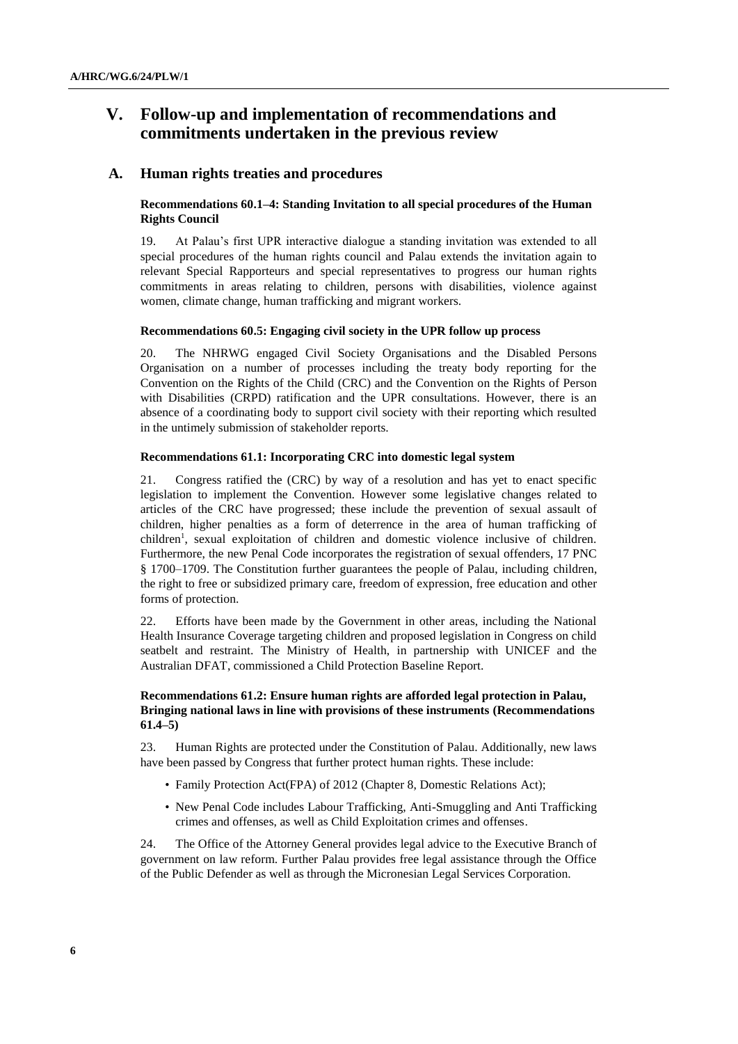# V. Follow-up and implementation of recommendations and commitments undertaken in the previous review

## A. Human rights treaties and procedures

### Recommendations 60.1–4: Standing Invitation to all special procedures of the Human Rights Council

19. At Palau's first UPR interactive dialogue a standing invitation was extended to all special procedures of the human rights council and Palau extends the invitation again to relevant Special Rapporteurs and special representatives to progress our human rights commitments in areas relating to children, persons with disabilities, violence against women, climate change, human trafficking and migrant workers.

### Recommendations 60.5: Engaging civil society in the UPR follow up process

20. The NHRWG engaged Civil Society Organisations and the Disabled Persons Organisation on a number of processes including the treaty body reporting for the Convention on the Rights of the Child (CRC) and the Convention on the Rights of Person with Disabilities (CRPD) ratification and the UPR consultations. However, there is an absence of a coordinating body to support civil society with their reporting which resulted in the untimely submission of stakeholder reports.

### Recommendations 61.1: Incorporating CRC into domestic legal system

21. Congress ratified the (CRC) by way of a resolution and has yet to enact specific legislation to implement the Convention. However some legislative changes related to articles of the CRC have progressed; these include the prevention of sexual assault of children, higher penalties as a form of deterrence in the area of human trafficking of children[1], sexual exploitation of children and domestic violence inclusive of children. Furthermore, the new Penal Code incorporates the registration of sexual offenders, 17 PNC § 1700–1709. The Constitution further guarantees the people of Palau, including children, the right to free or subsidized primary care, freedom of expression, free education and other forms of protection.

22. Efforts have been made by the Government in other areas, including the National Health Insurance Coverage targeting children and proposed legislation in Congress on child seatbelt and restraint. The Ministry of Health, in partnership with UNICEF and the Australian DFAT, commissioned a Child Protection Baseline Report.

### Recommendations 61.2: Ensure human rights are afforded legal protection in Palau, Bringing national laws in line with provisions of these instruments (Recommendations 61.4–5)

23. Human Rights are protected under the Constitution of Palau. Additionally, new laws have been passed by Congress that further protect human rights. These include:

- Family Protection Act(FPA) of 2012 (Chapter 8, Domestic Relations Act);
- New Penal Code includes Labour Trafficking, Anti-Smuggling and Anti Trafficking crimes and offenses, as well as Child Exploitation crimes and offenses.

24. The Office of the Attorney General provides legal advice to the Executive Branch of government on law reform. Further Palau provides free legal assistance through the Office of the Public Defender as well as through the Micronesian Legal Services Corporation.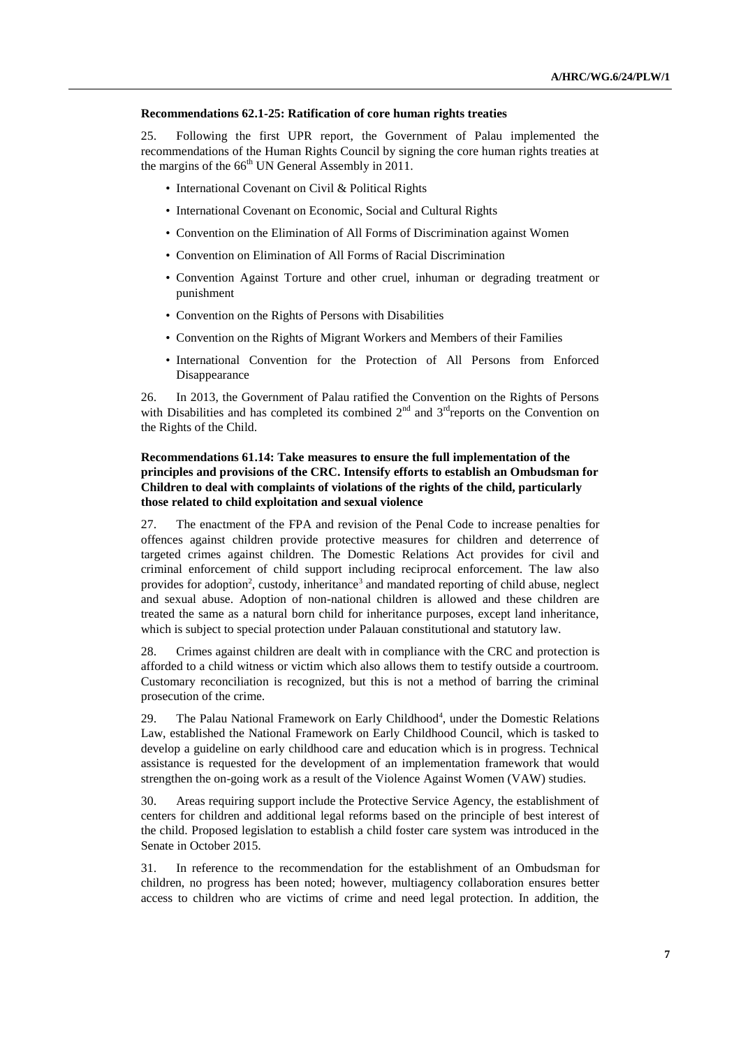**Recommendations 62.1-25: Ratification of core human rights treaties**

25. Following the first UPR report, the Government of Palau implemented the recommendations of the Human Rights Council by signing the core human rights treaties at the margins of the 66th UN General Assembly in 2011.

- International Covenant on Civil & Political Rights
- International Covenant on Economic, Social and Cultural Rights
- Convention on the Elimination of All Forms of Discrimination against Women
- Convention on Elimination of All Forms of Racial Discrimination
- Convention Against Torture and other cruel, inhuman or degrading treatment or punishment
- Convention on the Rights of Persons with Disabilities
- Convention on the Rights of Migrant Workers and Members of their Families
- International Convention for the Protection of All Persons from Enforced Disappearance

26. In 2013, the Government of Palau ratified the Convention on the Rights of Persons with Disabilities and has completed its combined 2nd and 3rd reports on the Convention on the Rights of the Child.

**Recommendations 61.14: Take measures to ensure the full implementation of the principles and provisions of the CRC. Intensify efforts to establish an Ombudsman for Children to deal with complaints of violations of the rights of the child, particularly those related to child exploitation and sexual violence**

27. The enactment of the FPA and revision of the Penal Code to increase penalties for offences against children provide protective measures for children and deterrence of targeted crimes against children. The Domestic Relations Act provides for civil and criminal enforcement of child support including reciprocal enforcement. The law also provides for adoption[2], custody, inheritance[3] and mandated reporting of child abuse, neglect and sexual abuse. Adoption of non-national children is allowed and these children are treated the same as a natural born child for inheritance purposes, except land inheritance, which is subject to special protection under Palauan constitutional and statutory law.

28. Crimes against children are dealt with in compliance with the CRC and protection is afforded to a child witness or victim which also allows them to testify outside a courtroom. Customary reconciliation is recognized, but this is not a method of barring the criminal prosecution of the crime.

29. The Palau National Framework on Early Childhood[4], under the Domestic Relations Law, established the National Framework on Early Childhood Council, which is tasked to develop a guideline on early childhood care and education which is in progress. Technical assistance is requested for the development of an implementation framework that would strengthen the on-going work as a result of the Violence Against Women (VAW) studies.

30. Areas requiring support include the Protective Service Agency, the establishment of centers for children and additional legal reforms based on the principle of best interest of the child. Proposed legislation to establish a child foster care system was introduced in the Senate in October 2015.

31. In reference to the recommendation for the establishment of an Ombudsman for children, no progress has been noted; however, multiagency collaboration ensures better access to children who are victims of crime and need legal protection. In addition, the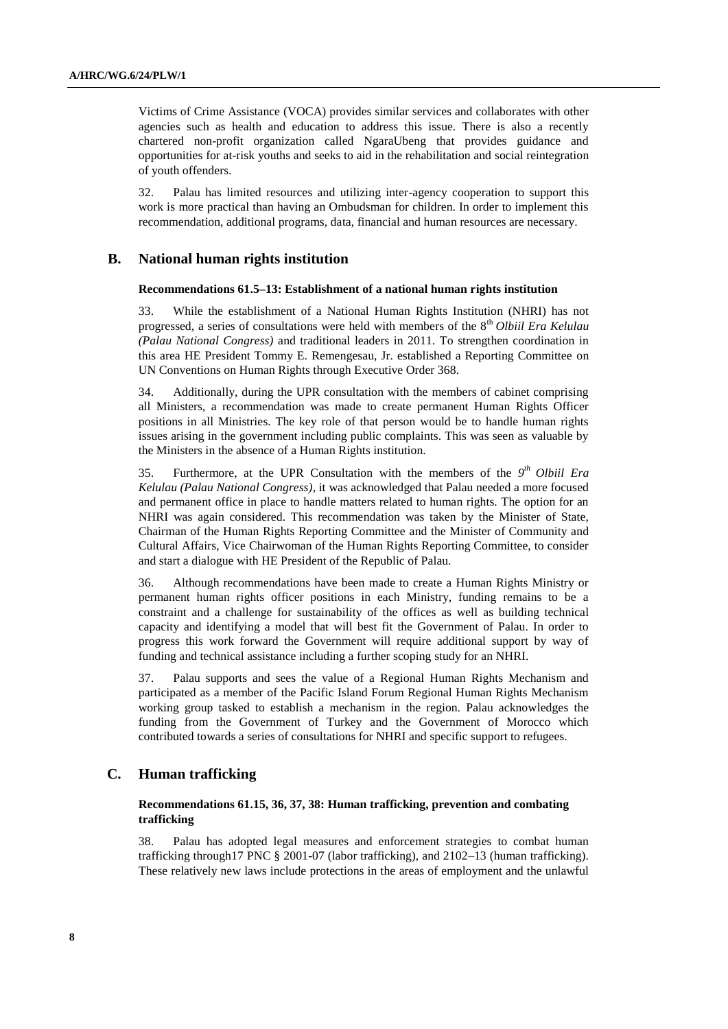Victims of Crime Assistance (VOCA) provides similar services and collaborates with other agencies such as health and education to address this issue. There is also a recently chartered non-profit organization called NgaraUbeng that provides guidance and opportunities for at-risk youths and seeks to aid in the rehabilitation and social reintegration of youth offenders.

32. Palau has limited resources and utilizing inter-agency cooperation to support this work is more practical than having an Ombudsman for children. In order to implement this recommendation, additional programs, data, financial and human resources are necessary.

## B. National human rights institution

### Recommendations 61.5–13: Establishment of a national human rights institution

33. While the establishment of a National Human Rights Institution (NHRI) has not progressed, a series of consultations were held with members of the 8th *Olbiil Era Kelulau (Palau National Congress)* and traditional leaders in 2011. To strengthen coordination in this area HE President Tommy E. Remengesau, Jr. established a Reporting Committee on UN Conventions on Human Rights through Executive Order 368.

34. Additionally, during the UPR consultation with the members of cabinet comprising all Ministers, a recommendation was made to create permanent Human Rights Officer positions in all Ministries. The key role of that person would be to handle human rights issues arising in the government including public complaints. This was seen as valuable by the Ministers in the absence of a Human Rights institution.

35. Furthermore, at the UPR Consultation with the members of the *9th Olbiil Era Kelulau (Palau National Congress)*, it was acknowledged that Palau needed a more focused and permanent office in place to handle matters related to human rights. The option for an NHRI was again considered. This recommendation was taken by the Minister of State, Chairman of the Human Rights Reporting Committee and the Minister of Community and Cultural Affairs, Vice Chairwoman of the Human Rights Reporting Committee, to consider and start a dialogue with HE President of the Republic of Palau.

36. Although recommendations have been made to create a Human Rights Ministry or permanent human rights officer positions in each Ministry, funding remains to be a constraint and a challenge for sustainability of the offices as well as building technical capacity and identifying a model that will best fit the Government of Palau. In order to progress this work forward the Government will require additional support by way of funding and technical assistance including a further scoping study for an NHRI.

37. Palau supports and sees the value of a Regional Human Rights Mechanism and participated as a member of the Pacific Island Forum Regional Human Rights Mechanism working group tasked to establish a mechanism in the region. Palau acknowledges the funding from the Government of Turkey and the Government of Morocco which contributed towards a series of consultations for NHRI and specific support to refugees.

## C. Human trafficking

### Recommendations 61.15, 36, 37, 38: Human trafficking, prevention and combating trafficking

38. Palau has adopted legal measures and enforcement strategies to combat human trafficking through17 PNC § 2001-07 (labor trafficking), and 2102–13 (human trafficking). These relatively new laws include protections in the areas of employment and the unlawful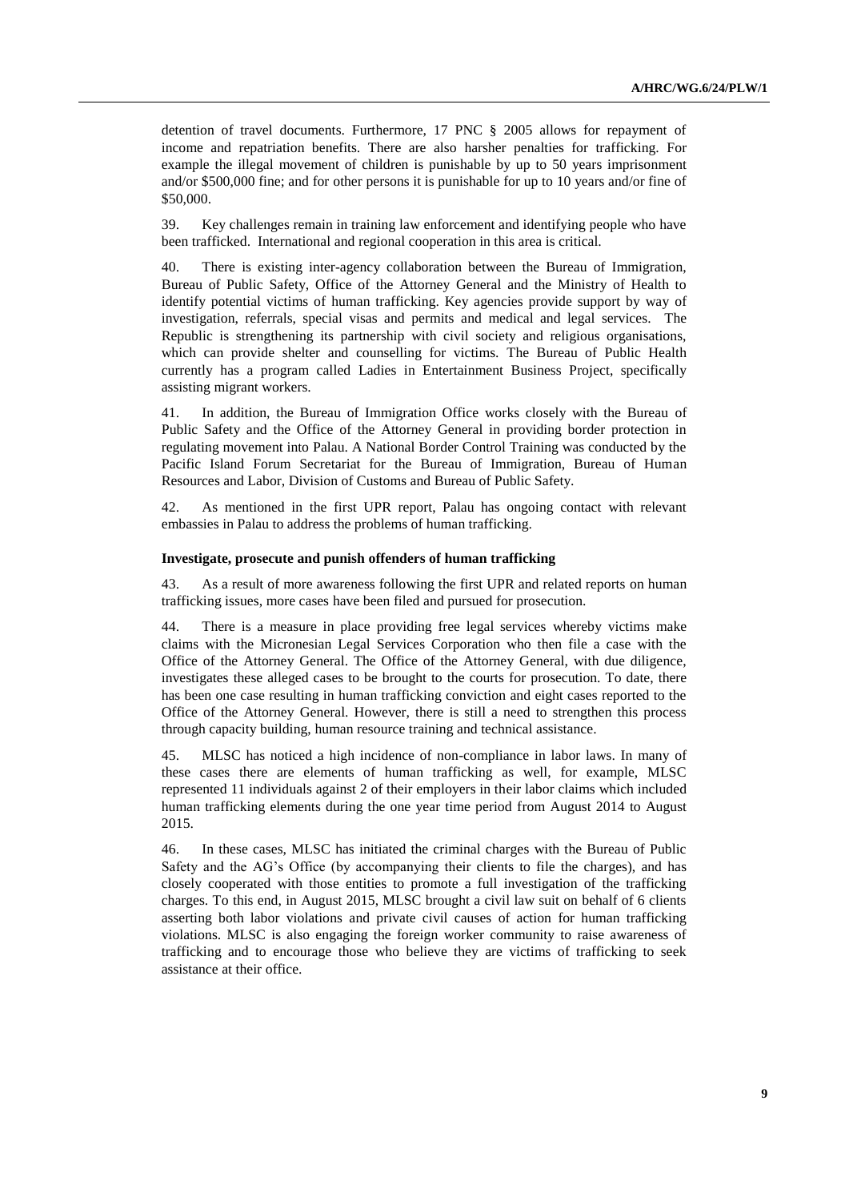detention of travel documents. Furthermore, 17 PNC § 2005 allows for repayment of income and repatriation benefits. There are also harsher penalties for trafficking. For example the illegal movement of children is punishable by up to 50 years imprisonment and/or $500,000 fine; and for other persons it is punishable for up to 10 years and/or fine of $50,000.

39. Key challenges remain in training law enforcement and identifying people who have been trafficked. International and regional cooperation in this area is critical.

40. There is existing inter-agency collaboration between the Bureau of Immigration, Bureau of Public Safety, Office of the Attorney General and the Ministry of Health to identify potential victims of human trafficking. Key agencies provide support by way of investigation, referrals, special visas and permits and medical and legal services. The Republic is strengthening its partnership with civil society and religious organisations, which can provide shelter and counselling for victims. The Bureau of Public Health currently has a program called Ladies in Entertainment Business Project, specifically assisting migrant workers.

41. In addition, the Bureau of Immigration Office works closely with the Bureau of Public Safety and the Office of the Attorney General in providing border protection in regulating movement into Palau. A National Border Control Training was conducted by the Pacific Island Forum Secretariat for the Bureau of Immigration, Bureau of Human Resources and Labor, Division of Customs and Bureau of Public Safety.

42. As mentioned in the first UPR report, Palau has ongoing contact with relevant embassies in Palau to address the problems of human trafficking.

**Investigate, prosecute and punish offenders of human trafficking**

43. As a result of more awareness following the first UPR and related reports on human trafficking issues, more cases have been filed and pursued for prosecution.

44. There is a measure in place providing free legal services whereby victims make claims with the Micronesian Legal Services Corporation who then file a case with the Office of the Attorney General. The Office of the Attorney General, with due diligence, investigates these alleged cases to be brought to the courts for prosecution. To date, there has been one case resulting in human trafficking conviction and eight cases reported to the Office of the Attorney General. However, there is still a need to strengthen this process through capacity building, human resource training and technical assistance.

45. MLSC has noticed a high incidence of non-compliance in labor laws. In many of these cases there are elements of human trafficking as well, for example, MLSC represented 11 individuals against 2 of their employers in their labor claims which included human trafficking elements during the one year time period from August 2014 to August 2015.

46. In these cases, MLSC has initiated the criminal charges with the Bureau of Public Safety and the AG's Office (by accompanying their clients to file the charges), and has closely cooperated with those entities to promote a full investigation of the trafficking charges. To this end, in August 2015, MLSC brought a civil law suit on behalf of 6 clients asserting both labor violations and private civil causes of action for human trafficking violations. MLSC is also engaging the foreign worker community to raise awareness of trafficking and to encourage those who believe they are victims of trafficking to seek assistance at their office.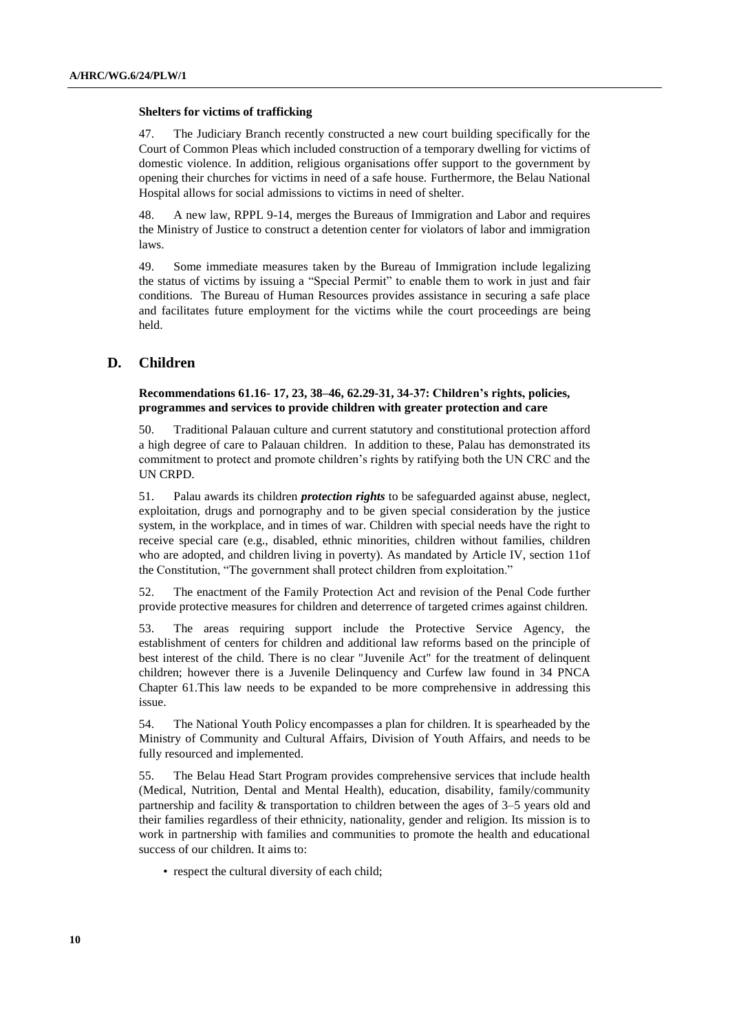**Shelters for victims of trafficking**

47. The Judiciary Branch recently constructed a new court building specifically for the Court of Common Pleas which included construction of a temporary dwelling for victims of domestic violence. In addition, religious organisations offer support to the government by opening their churches for victims in need of a safe house. Furthermore, the Belau National Hospital allows for social admissions to victims in need of shelter.

48. A new law, RPPL 9-14, merges the Bureaus of Immigration and Labor and requires the Ministry of Justice to construct a detention center for violators of labor and immigration laws.

49. Some immediate measures taken by the Bureau of Immigration include legalizing the status of victims by issuing a "Special Permit" to enable them to work in just and fair conditions. The Bureau of Human Resources provides assistance in securing a safe place and facilitates future employment for the victims while the court proceedings are being held.

## D. Children

**Recommendations 61.16- 17, 23, 38–46, 62.29-31, 34-37: Children's rights, policies, programmes and services to provide children with greater protection and care**

50. Traditional Palauan culture and current statutory and constitutional protection afford a high degree of care to Palauan children. In addition to these, Palau has demonstrated its commitment to protect and promote children's rights by ratifying both the UN CRC and the UN CRPD.

51. Palau awards its children ***protection rights*** to be safeguarded against abuse, neglect, exploitation, drugs and pornography and to be given special consideration by the justice system, in the workplace, and in times of war. Children with special needs have the right to receive special care (e.g., disabled, ethnic minorities, children without families, children who are adopted, and children living in poverty). As mandated by Article IV, section 11of the Constitution, "The government shall protect children from exploitation."

52. The enactment of the Family Protection Act and revision of the Penal Code further provide protective measures for children and deterrence of targeted crimes against children.

53. The areas requiring support include the Protective Service Agency, the establishment of centers for children and additional law reforms based on the principle of best interest of the child. There is no clear "Juvenile Act" for the treatment of delinquent children; however there is a Juvenile Delinquency and Curfew law found in 34 PNCA Chapter 61.This law needs to be expanded to be more comprehensive in addressing this issue.

54. The National Youth Policy encompasses a plan for children. It is spearheaded by the Ministry of Community and Cultural Affairs, Division of Youth Affairs, and needs to be fully resourced and implemented.

55. The Belau Head Start Program provides comprehensive services that include health (Medical, Nutrition, Dental and Mental Health), education, disability, family/community partnership and facility & transportation to children between the ages of 3–5 years old and their families regardless of their ethnicity, nationality, gender and religion. Its mission is to work in partnership with families and communities to promote the health and educational success of our children. It aims to:

- respect the cultural diversity of each child;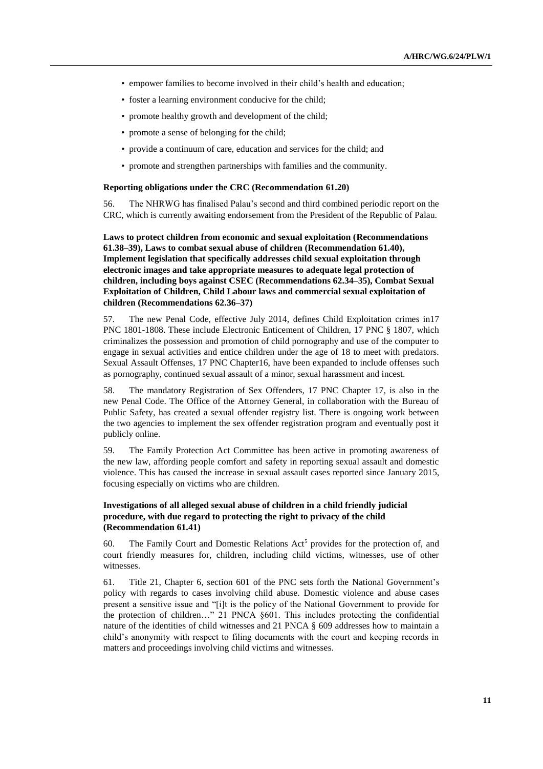- empower families to become involved in their child's health and education;
- foster a learning environment conducive for the child;
- promote healthy growth and development of the child;
- promote a sense of belonging for the child;
- provide a continuum of care, education and services for the child; and
- promote and strengthen partnerships with families and the community.

**Reporting obligations under the CRC (Recommendation 61.20)**

56. The NHRWG has finalised Palau's second and third combined periodic report on the CRC, which is currently awaiting endorsement from the President of the Republic of Palau.

**Laws to protect children from economic and sexual exploitation (Recommendations 61.38–39), Laws to combat sexual abuse of children (Recommendation 61.40), Implement legislation that specifically addresses child sexual exploitation through electronic images and take appropriate measures to adequate legal protection of children, including boys against CSEC (Recommendations 62.34–35), Combat Sexual Exploitation of Children, Child Labour laws and commercial sexual exploitation of children (Recommendations 62.36–37)**

57. The new Penal Code, effective July 2014, defines Child Exploitation crimes in17 PNC 1801-1808. These include Electronic Enticement of Children, 17 PNC § 1807, which criminalizes the possession and promotion of child pornography and use of the computer to engage in sexual activities and entice children under the age of 18 to meet with predators. Sexual Assault Offenses, 17 PNC Chapter16, have been expanded to include offenses such as pornography, continued sexual assault of a minor, sexual harassment and incest.

58. The mandatory Registration of Sex Offenders, 17 PNC Chapter 17, is also in the new Penal Code. The Office of the Attorney General, in collaboration with the Bureau of Public Safety, has created a sexual offender registry list. There is ongoing work between the two agencies to implement the sex offender registration program and eventually post it publicly online.

59. The Family Protection Act Committee has been active in promoting awareness of the new law, affording people comfort and safety in reporting sexual assault and domestic violence. This has caused the increase in sexual assault cases reported since January 2015, focusing especially on victims who are children.

**Investigations of all alleged sexual abuse of children in a child friendly judicial procedure, with due regard to protecting the right to privacy of the child (Recommendation 61.41)**

60. The Family Court and Domestic Relations Act[5] provides for the protection of, and court friendly measures for, children, including child victims, witnesses, use of other witnesses.

61. Title 21, Chapter 6, section 601 of the PNC sets forth the National Government's policy with regards to cases involving child abuse. Domestic violence and abuse cases present a sensitive issue and "[i]t is the policy of the National Government to provide for the protection of children…" 21 PNCA §601. This includes protecting the confidential nature of the identities of child witnesses and 21 PNCA § 609 addresses how to maintain a child's anonymity with respect to filing documents with the court and keeping records in matters and proceedings involving child victims and witnesses.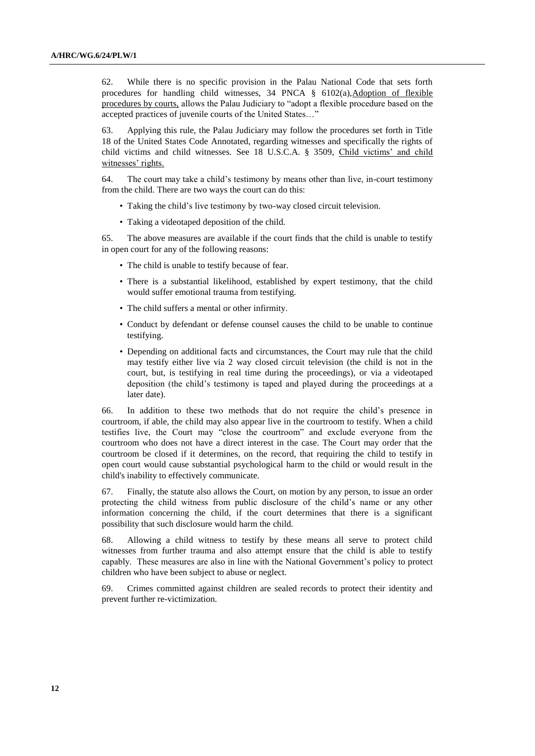62. While there is no specific provision in the Palau National Code that sets forth procedures for handling child witnesses, 34 PNCA § 6102(a), Adoption of flexible procedures by courts, allows the Palau Judiciary to "adopt a flexible procedure based on the accepted practices of juvenile courts of the United States…"

63. Applying this rule, the Palau Judiciary may follow the procedures set forth in Title 18 of the United States Code Annotated, regarding witnesses and specifically the rights of child victims and child witnesses. See 18 U.S.C.A. § 3509, Child victims' and child witnesses' rights.

64. The court may take a child's testimony by means other than live, in-court testimony from the child. There are two ways the court can do this:

- Taking the child's live testimony by two-way closed circuit television.
- Taking a videotaped deposition of the child.

65. The above measures are available if the court finds that the child is unable to testify in open court for any of the following reasons:

- The child is unable to testify because of fear.
- There is a substantial likelihood, established by expert testimony, that the child would suffer emotional trauma from testifying.
- The child suffers a mental or other infirmity.
- Conduct by defendant or defense counsel causes the child to be unable to continue testifying.
- Depending on additional facts and circumstances, the Court may rule that the child may testify either live via 2 way closed circuit television (the child is not in the court, but, is testifying in real time during the proceedings), or via a videotaped deposition (the child's testimony is taped and played during the proceedings at a later date).

66. In addition to these two methods that do not require the child's presence in courtroom, if able, the child may also appear live in the courtroom to testify. When a child testifies live, the Court may "close the courtroom" and exclude everyone from the courtroom who does not have a direct interest in the case. The Court may order that the courtroom be closed if it determines, on the record, that requiring the child to testify in open court would cause substantial psychological harm to the child or would result in the child's inability to effectively communicate.

67. Finally, the statute also allows the Court, on motion by any person, to issue an order protecting the child witness from public disclosure of the child's name or any other information concerning the child, if the court determines that there is a significant possibility that such disclosure would harm the child.

68. Allowing a child witness to testify by these means all serve to protect child witnesses from further trauma and also attempt ensure that the child is able to testify capably. These measures are also in line with the National Government's policy to protect children who have been subject to abuse or neglect.

69. Crimes committed against children are sealed records to protect their identity and prevent further re-victimization.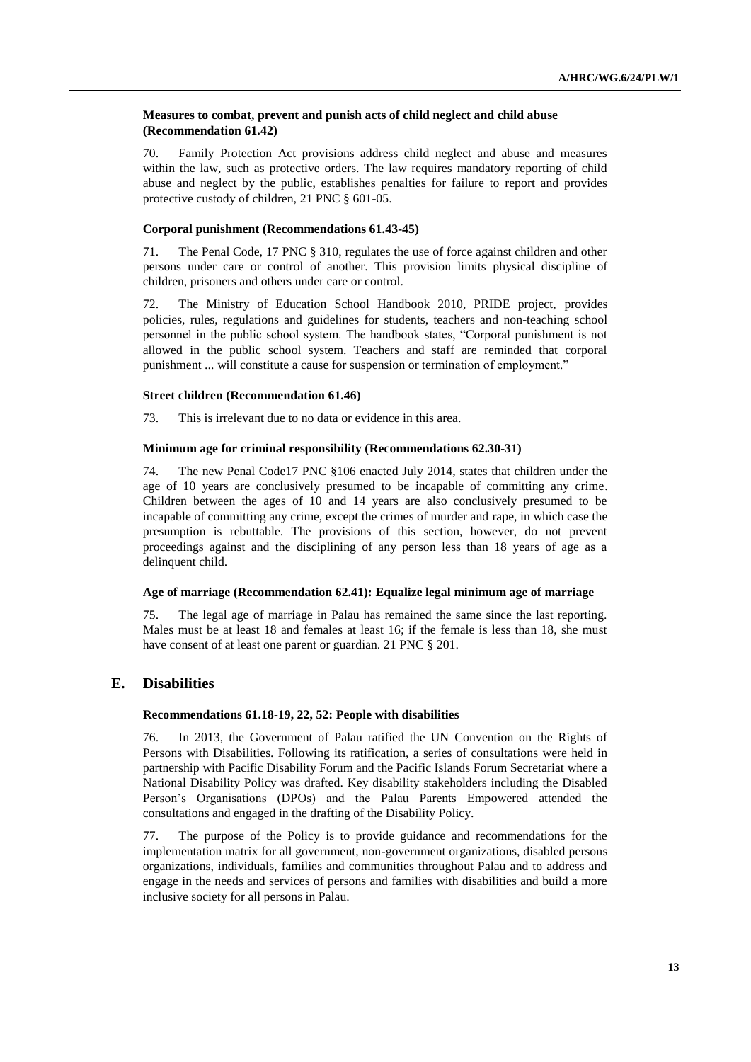**Measures to combat, prevent and punish acts of child neglect and child abuse (Recommendation 61.42)**

70. Family Protection Act provisions address child neglect and abuse and measures within the law, such as protective orders. The law requires mandatory reporting of child abuse and neglect by the public, establishes penalties for failure to report and provides protective custody of children, 21 PNC § 601-05.

**Corporal punishment (Recommendations 61.43-45)**

71. The Penal Code, 17 PNC § 310, regulates the use of force against children and other persons under care or control of another. This provision limits physical discipline of children, prisoners and others under care or control.

72. The Ministry of Education School Handbook 2010, PRIDE project, provides policies, rules, regulations and guidelines for students, teachers and non-teaching school personnel in the public school system. The handbook states, "Corporal punishment is not allowed in the public school system. Teachers and staff are reminded that corporal punishment ... will constitute a cause for suspension or termination of employment."

**Street children (Recommendation 61.46)**

73. This is irrelevant due to no data or evidence in this area.

**Minimum age for criminal responsibility (Recommendations 62.30-31)**

74. The new Penal Code17 PNC §106 enacted July 2014, states that children under the age of 10 years are conclusively presumed to be incapable of committing any crime. Children between the ages of 10 and 14 years are also conclusively presumed to be incapable of committing any crime, except the crimes of murder and rape, in which case the presumption is rebuttable. The provisions of this section, however, do not prevent proceedings against and the disciplining of any person less than 18 years of age as a delinquent child.

**Age of marriage (Recommendation 62.41): Equalize legal minimum age of marriage**

75. The legal age of marriage in Palau has remained the same since the last reporting. Males must be at least 18 and females at least 16; if the female is less than 18, she must have consent of at least one parent or guardian. 21 PNC § 201.

## E. Disabilities

**Recommendations 61.18-19, 22, 52: People with disabilities**

76. In 2013, the Government of Palau ratified the UN Convention on the Rights of Persons with Disabilities. Following its ratification, a series of consultations were held in partnership with Pacific Disability Forum and the Pacific Islands Forum Secretariat where a National Disability Policy was drafted. Key disability stakeholders including the Disabled Person's Organisations (DPOs) and the Palau Parents Empowered attended the consultations and engaged in the drafting of the Disability Policy.

77. The purpose of the Policy is to provide guidance and recommendations for the implementation matrix for all government, non-government organizations, disabled persons organizations, individuals, families and communities throughout Palau and to address and engage in the needs and services of persons and families with disabilities and build a more inclusive society for all persons in Palau.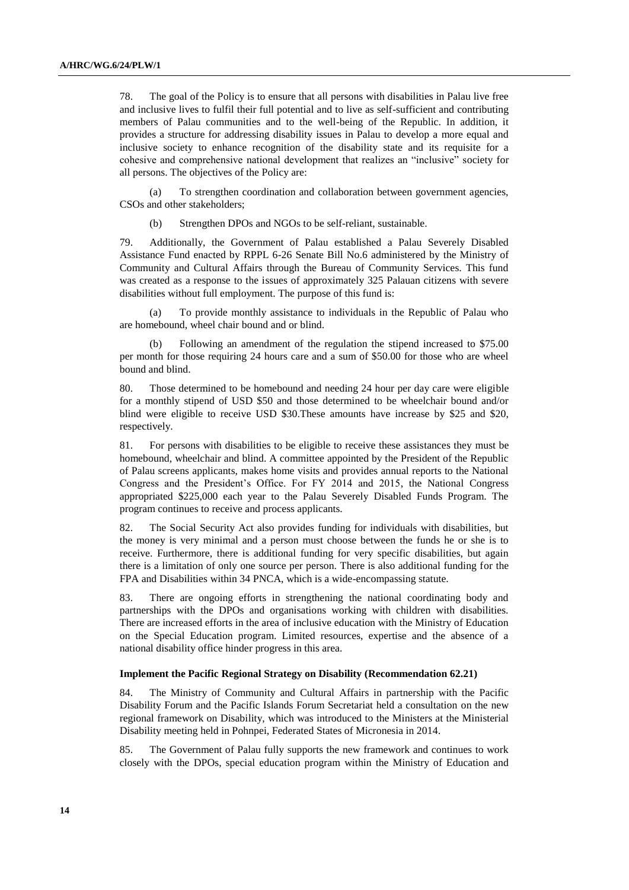78. The goal of the Policy is to ensure that all persons with disabilities in Palau live free and inclusive lives to fulfil their full potential and to live as self-sufficient and contributing members of Palau communities and to the well-being of the Republic. In addition, it provides a structure for addressing disability issues in Palau to develop a more equal and inclusive society to enhance recognition of the disability state and its requisite for a cohesive and comprehensive national development that realizes an "inclusive" society for all persons. The objectives of the Policy are:

(a) To strengthen coordination and collaboration between government agencies, CSOs and other stakeholders;

(b) Strengthen DPOs and NGOs to be self-reliant, sustainable.

79. Additionally, the Government of Palau established a Palau Severely Disabled Assistance Fund enacted by RPPL 6-26 Senate Bill No.6 administered by the Ministry of Community and Cultural Affairs through the Bureau of Community Services. This fund was created as a response to the issues of approximately 325 Palauan citizens with severe disabilities without full employment. The purpose of this fund is:

(a) To provide monthly assistance to individuals in the Republic of Palau who are homebound, wheel chair bound and or blind.

(b) Following an amendment of the regulation the stipend increased to \$75.00 per month for those requiring 24 hours care and a sum of \$50.00 for those who are wheel bound and blind.

80. Those determined to be homebound and needing 24 hour per day care were eligible for a monthly stipend of USD \$50 and those determined to be wheelchair bound and/or blind were eligible to receive USD \$30.These amounts have increase by \$25 and \$20, respectively.

81. For persons with disabilities to be eligible to receive these assistances they must be homebound, wheelchair and blind. A committee appointed by the President of the Republic of Palau screens applicants, makes home visits and provides annual reports to the National Congress and the President's Office. For FY 2014 and 2015, the National Congress appropriated \$225,000 each year to the Palau Severely Disabled Funds Program. The program continues to receive and process applicants.

82. The Social Security Act also provides funding for individuals with disabilities, but the money is very minimal and a person must choose between the funds he or she is to receive. Furthermore, there is additional funding for very specific disabilities, but again there is a limitation of only one source per person. There is also additional funding for the FPA and Disabilities within 34 PNCA, which is a wide-encompassing statute.

83. There are ongoing efforts in strengthening the national coordinating body and partnerships with the DPOs and organisations working with children with disabilities. There are increased efforts in the area of inclusive education with the Ministry of Education on the Special Education program. Limited resources, expertise and the absence of a national disability office hinder progress in this area.

**Implement the Pacific Regional Strategy on Disability (Recommendation 62.21)**

84. The Ministry of Community and Cultural Affairs in partnership with the Pacific Disability Forum and the Pacific Islands Forum Secretariat held a consultation on the new regional framework on Disability, which was introduced to the Ministers at the Ministerial Disability meeting held in Pohnpei, Federated States of Micronesia in 2014.

85. The Government of Palau fully supports the new framework and continues to work closely with the DPOs, special education program within the Ministry of Education and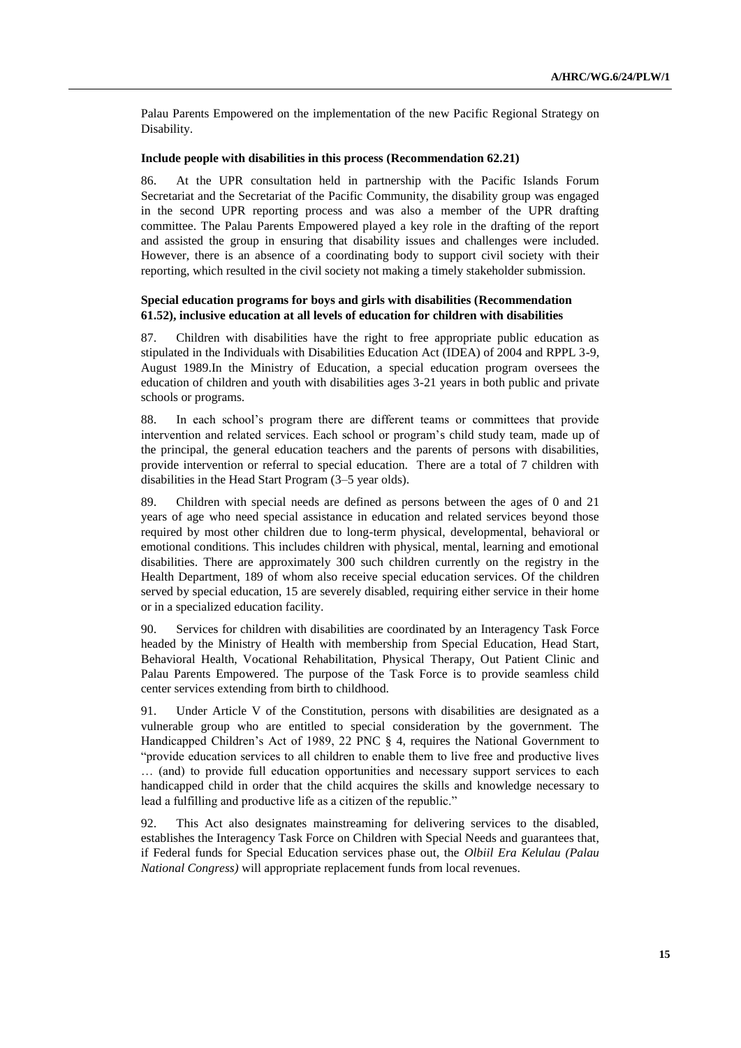Palau Parents Empowered on the implementation of the new Pacific Regional Strategy on Disability.

**Include people with disabilities in this process (Recommendation 62.21)**

86. At the UPR consultation held in partnership with the Pacific Islands Forum Secretariat and the Secretariat of the Pacific Community, the disability group was engaged in the second UPR reporting process and was also a member of the UPR drafting committee. The Palau Parents Empowered played a key role in the drafting of the report and assisted the group in ensuring that disability issues and challenges were included. However, there is an absence of a coordinating body to support civil society with their reporting, which resulted in the civil society not making a timely stakeholder submission.

**Special education programs for boys and girls with disabilities (Recommendation 61.52), inclusive education at all levels of education for children with disabilities**

87. Children with disabilities have the right to free appropriate public education as stipulated in the Individuals with Disabilities Education Act (IDEA) of 2004 and RPPL 3-9, August 1989.In the Ministry of Education, a special education program oversees the education of children and youth with disabilities ages 3-21 years in both public and private schools or programs.

88. In each school's program there are different teams or committees that provide intervention and related services. Each school or program's child study team, made up of the principal, the general education teachers and the parents of persons with disabilities, provide intervention or referral to special education. There are a total of 7 children with disabilities in the Head Start Program (3–5 year olds).

89. Children with special needs are defined as persons between the ages of 0 and 21 years of age who need special assistance in education and related services beyond those required by most other children due to long-term physical, developmental, behavioral or emotional conditions. This includes children with physical, mental, learning and emotional disabilities. There are approximately 300 such children currently on the registry in the Health Department, 189 of whom also receive special education services. Of the children served by special education, 15 are severely disabled, requiring either service in their home or in a specialized education facility.

90. Services for children with disabilities are coordinated by an Interagency Task Force headed by the Ministry of Health with membership from Special Education, Head Start, Behavioral Health, Vocational Rehabilitation, Physical Therapy, Out Patient Clinic and Palau Parents Empowered. The purpose of the Task Force is to provide seamless child center services extending from birth to childhood.

91. Under Article V of the Constitution, persons with disabilities are designated as a vulnerable group who are entitled to special consideration by the government. The Handicapped Children's Act of 1989, 22 PNC § 4, requires the National Government to "provide education services to all children to enable them to live free and productive lives … (and) to provide full education opportunities and necessary support services to each handicapped child in order that the child acquires the skills and knowledge necessary to lead a fulfilling and productive life as a citizen of the republic."

92. This Act also designates mainstreaming for delivering services to the disabled, establishes the Interagency Task Force on Children with Special Needs and guarantees that, if Federal funds for Special Education services phase out, the *Olbiil Era Kelulau (Palau National Congress)* will appropriate replacement funds from local revenues.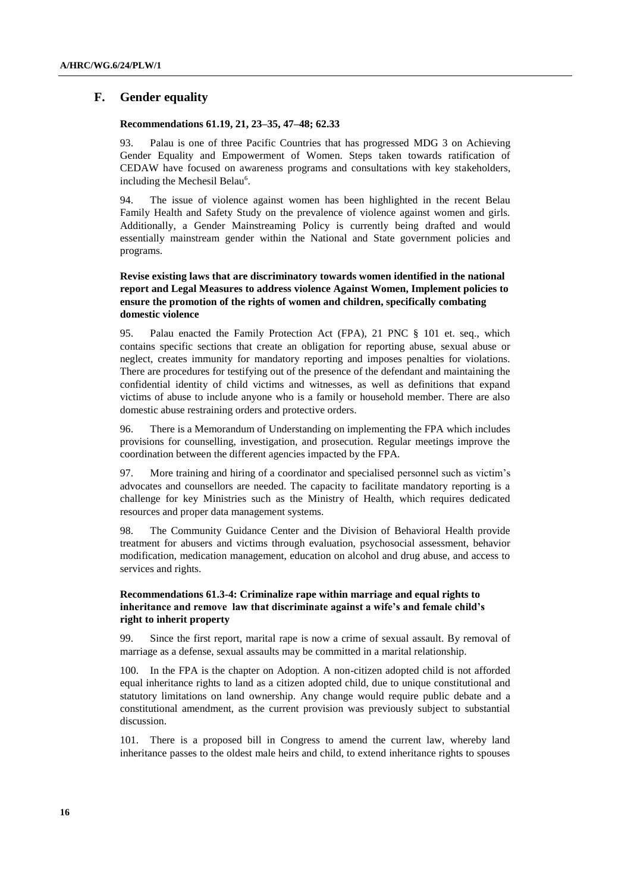## F. Gender equality

**Recommendations 61.19, 21, 23–35, 47–48; 62.33**

93. Palau is one of three Pacific Countries that has progressed MDG 3 on Achieving Gender Equality and Empowerment of Women. Steps taken towards ratification of CEDAW have focused on awareness programs and consultations with key stakeholders, including the Mechesil Belau[6].

94. The issue of violence against women has been highlighted in the recent Belau Family Health and Safety Study on the prevalence of violence against women and girls. Additionally, a Gender Mainstreaming Policy is currently being drafted and would essentially mainstream gender within the National and State government policies and programs.

**Revise existing laws that are discriminatory towards women identified in the national report and Legal Measures to address violence Against Women, Implement policies to ensure the promotion of the rights of women and children, specifically combating domestic violence**

95. Palau enacted the Family Protection Act (FPA), 21 PNC § 101 et. seq., which contains specific sections that create an obligation for reporting abuse, sexual abuse or neglect, creates immunity for mandatory reporting and imposes penalties for violations. There are procedures for testifying out of the presence of the defendant and maintaining the confidential identity of child victims and witnesses, as well as definitions that expand victims of abuse to include anyone who is a family or household member. There are also domestic abuse restraining orders and protective orders.

96. There is a Memorandum of Understanding on implementing the FPA which includes provisions for counselling, investigation, and prosecution. Regular meetings improve the coordination between the different agencies impacted by the FPA.

97. More training and hiring of a coordinator and specialised personnel such as victim's advocates and counsellors are needed. The capacity to facilitate mandatory reporting is a challenge for key Ministries such as the Ministry of Health, which requires dedicated resources and proper data management systems.

98. The Community Guidance Center and the Division of Behavioral Health provide treatment for abusers and victims through evaluation, psychosocial assessment, behavior modification, medication management, education on alcohol and drug abuse, and access to services and rights.

**Recommendations 61.3-4: Criminalize rape within marriage and equal rights to inheritance and remove law that discriminate against a wife's and female child's right to inherit property**

99. Since the first report, marital rape is now a crime of sexual assault. By removal of marriage as a defense, sexual assaults may be committed in a marital relationship.

100. In the FPA is the chapter on Adoption. A non-citizen adopted child is not afforded equal inheritance rights to land as a citizen adopted child, due to unique constitutional and statutory limitations on land ownership. Any change would require public debate and a constitutional amendment, as the current provision was previously subject to substantial discussion.

101. There is a proposed bill in Congress to amend the current law, whereby land inheritance passes to the oldest male heirs and child, to extend inheritance rights to spouses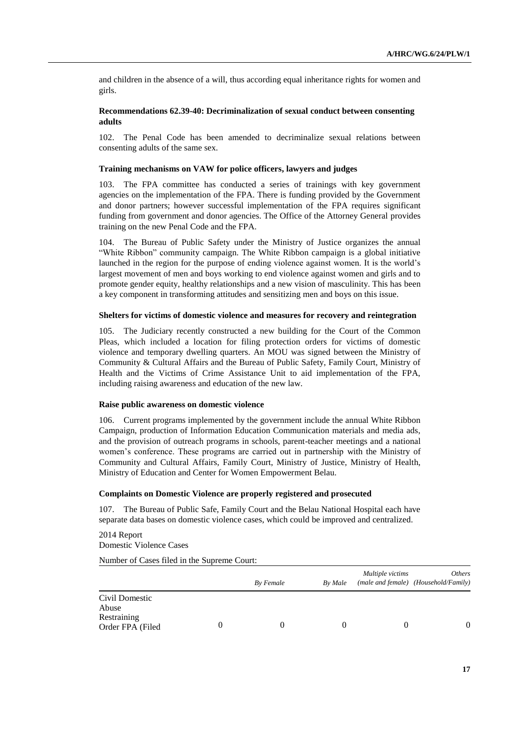and children in the absence of a will, thus according equal inheritance rights for women and girls.

### Recommendations 62.39-40: Decriminalization of sexual conduct between consenting adults

102. The Penal Code has been amended to decriminalize sexual relations between consenting adults of the same sex.

### Training mechanisms on VAW for police officers, lawyers and judges

103. The FPA committee has conducted a series of trainings with key government agencies on the implementation of the FPA. There is funding provided by the Government and donor partners; however successful implementation of the FPA requires significant funding from government and donor agencies. The Office of the Attorney General provides training on the new Penal Code and the FPA.

104. The Bureau of Public Safety under the Ministry of Justice organizes the annual "White Ribbon" community campaign. The White Ribbon campaign is a global initiative launched in the region for the purpose of ending violence against women. It is the world's largest movement of men and boys working to end violence against women and girls and to promote gender equity, healthy relationships and a new vision of masculinity. This has been a key component in transforming attitudes and sensitizing men and boys on this issue.

### Shelters for victims of domestic violence and measures for recovery and reintegration

105. The Judiciary recently constructed a new building for the Court of the Common Pleas, which included a location for filing protection orders for victims of domestic violence and temporary dwelling quarters. An MOU was signed between the Ministry of Community & Cultural Affairs and the Bureau of Public Safety, Family Court, Ministry of Health and the Victims of Crime Assistance Unit to aid implementation of the FPA, including raising awareness and education of the new law.

### Raise public awareness on domestic violence

106. Current programs implemented by the government include the annual White Ribbon Campaign, production of Information Education Communication materials and media ads, and the provision of outreach programs in schools, parent-teacher meetings and a national women's conference. These programs are carried out in partnership with the Ministry of Community and Cultural Affairs, Family Court, Ministry of Justice, Ministry of Health, Ministry of Education and Center for Women Empowerment Belau.

### Complaints on Domestic Violence are properly registered and prosecuted

107. The Bureau of Public Safe, Family Court and the Belau National Hospital each have separate data bases on domestic violence cases, which could be improved and centralized.

2014 Report
Domestic Violence Cases

Number of Cases filed in the Supreme Court:

| | | *By Female* | *By Male* | *Multiple victims (male and female)* | *Others (Household/Family)* |
|---|---|---|---|---|---|
| Civil Domestic Abuse Restraining Order FPA (Filed | 0 | 0 | 0 | 0 | 0 |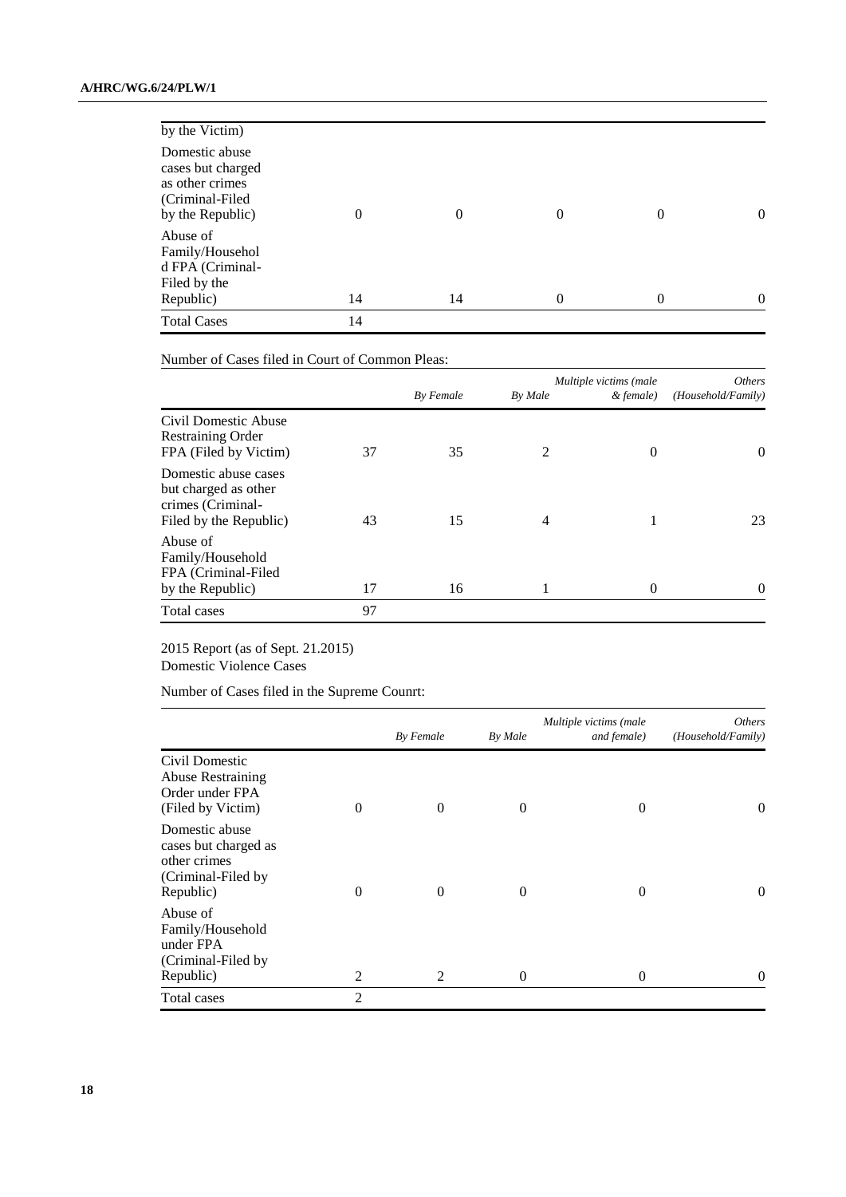| | | | | | |
|---|---|---|---|---|---|
| by the Victim) | | | | | |
| Domestic abuse cases but charged as other crimes (Criminal-Filed by the Republic) | 0 | 0 | 0 | 0 | 0 |
| Abuse of Family/Household FPA (Criminal-Filed by the Republic) | 14 | 14 | 0 | 0 | 0 |
| Total Cases | 14 | | | | |

Number of Cases filed in Court of Common Pleas:

| | | *By Female* | *By Male* | *Multiple victims (male & female)* | *Others (Household/Family)* |
|---|---|---|---|---|---|
| Civil Domestic Abuse Restraining Order FPA (Filed by Victim) | 37 | 35 | 2 | 0 | 0 |
| Domestic abuse cases but charged as other crimes (Criminal-Filed by the Republic) | 43 | 15 | 4 | 1 | 23 |
| Abuse of Family/Household FPA (Criminal-Filed by the Republic) | 17 | 16 | 1 | 0 | 0 |
| Total cases | 97 | | | | |

2015 Report (as of Sept. 21.2015)
Domestic Violence Cases

Number of Cases filed in the Supreme Counrt:

| | | *By Female* | *By Male* | *Multiple victims (male and female)* | *Others (Household/Family)* |
|---|---|---|---|---|---|
| Civil Domestic Abuse Restraining Order under FPA (Filed by Victim) | 0 | 0 | 0 | 0 | 0 |
| Domestic abuse cases but charged as other crimes (Criminal-Filed by Republic) | 0 | 0 | 0 | 0 | 0 |
| Abuse of Family/Household under FPA (Criminal-Filed by Republic) | 2 | 2 | 0 | 0 | 0 |
| Total cases | 2 | | | | |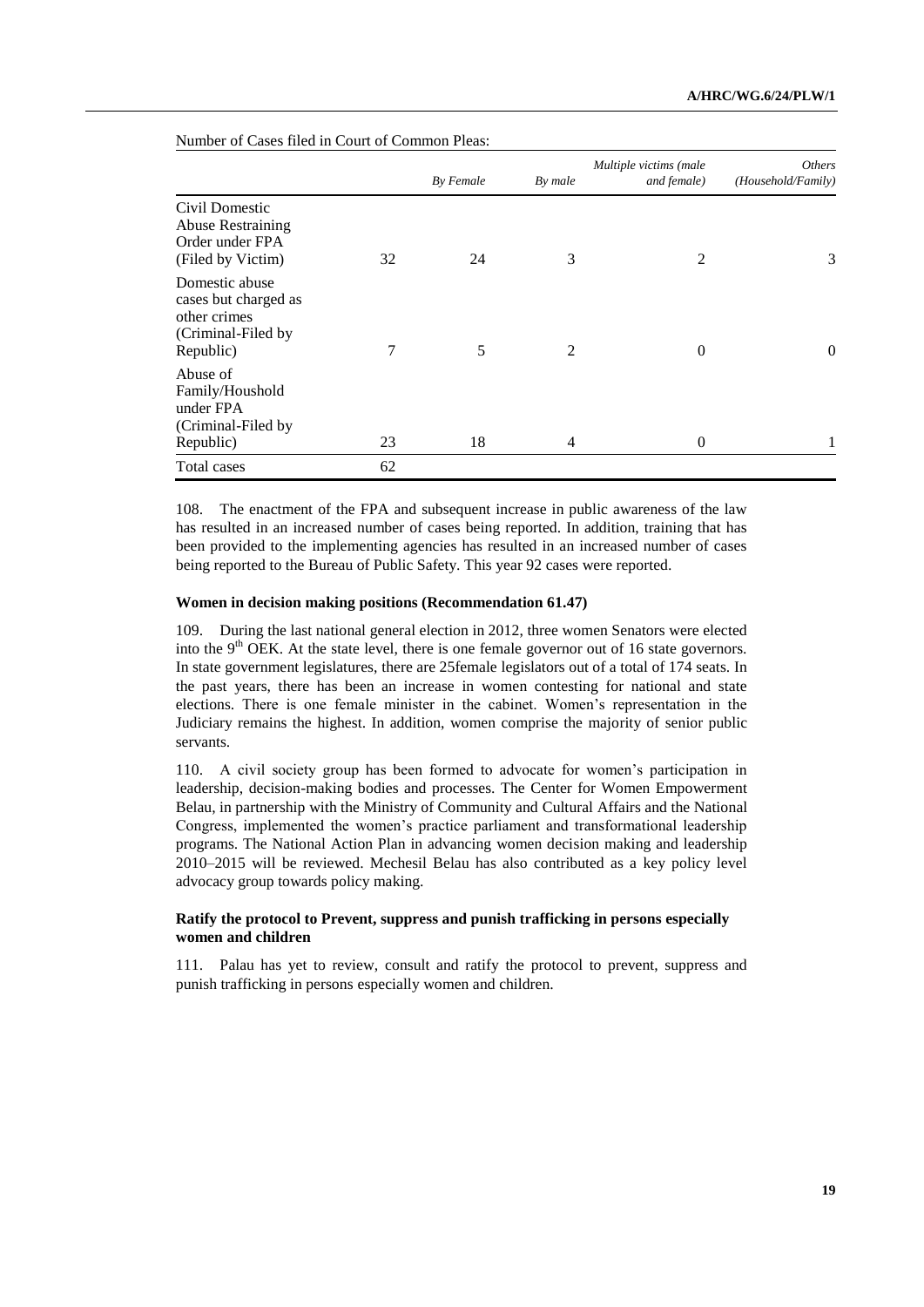Number of Cases filed in Court of Common Pleas:

| | | *By Female* | *By male* | *Multiple victims (male and female)* | *Others (Household/Family)* |
|---|---|---|---|---|---|
| Civil Domestic Abuse Restraining Order under FPA (Filed by Victim) | 32 | 24 | 3 | 2 | 3 |
| Domestic abuse cases but charged as other crimes (Criminal-Filed by Republic) | 7 | 5 | 2 | 0 | 0 |
| Abuse of Family/Houshold under FPA (Criminal-Filed by Republic) | 23 | 18 | 4 | 0 | 1 |
| Total cases | 62 | | | | |

108. The enactment of the FPA and subsequent increase in public awareness of the law has resulted in an increased number of cases being reported. In addition, training that has been provided to the implementing agencies has resulted in an increased number of cases being reported to the Bureau of Public Safety. This year 92 cases were reported.

### Women in decision making positions (Recommendation 61.47)

109. During the last national general election in 2012, three women Senators were elected into the 9th OEK. At the state level, there is one female governor out of 16 state governors. In state government legislatures, there are 25female legislators out of a total of 174 seats. In the past years, there has been an increase in women contesting for national and state elections. There is one female minister in the cabinet. Women's representation in the Judiciary remains the highest. In addition, women comprise the majority of senior public servants.

110. A civil society group has been formed to advocate for women's participation in leadership, decision-making bodies and processes. The Center for Women Empowerment Belau, in partnership with the Ministry of Community and Cultural Affairs and the National Congress, implemented the women's practice parliament and transformational leadership programs. The National Action Plan in advancing women decision making and leadership 2010–2015 will be reviewed. Mechesil Belau has also contributed as a key policy level advocacy group towards policy making.

### Ratify the protocol to Prevent, suppress and punish trafficking in persons especially women and children

111. Palau has yet to review, consult and ratify the protocol to prevent, suppress and punish trafficking in persons especially women and children.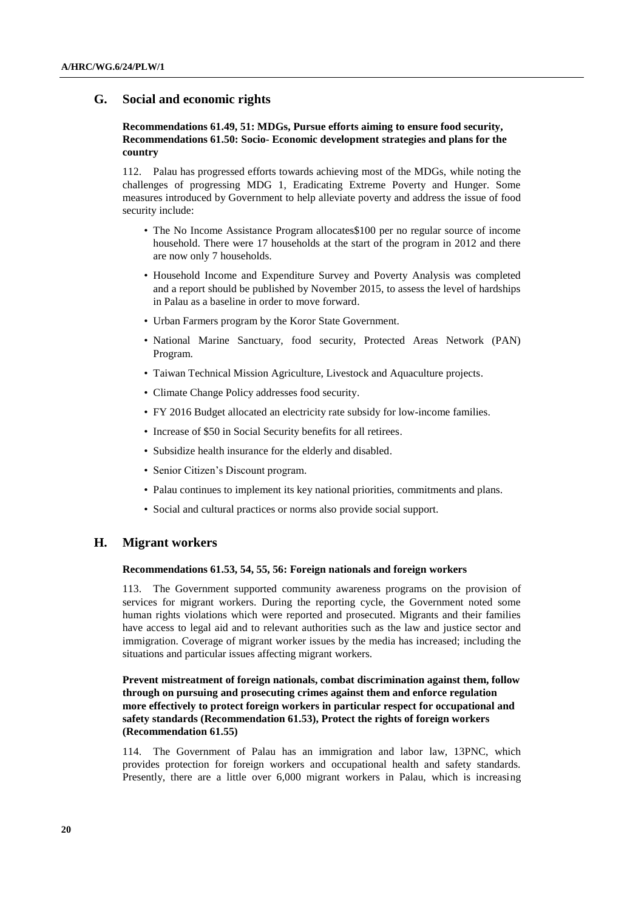## G. Social and economic rights

**Recommendations 61.49, 51: MDGs, Pursue efforts aiming to ensure food security, Recommendations 61.50: Socio- Economic development strategies and plans for the country**

112. Palau has progressed efforts towards achieving most of the MDGs, while noting the challenges of progressing MDG 1, Eradicating Extreme Poverty and Hunger. Some measures introduced by Government to help alleviate poverty and address the issue of food security include:

- The No Income Assistance Program allocates$100 per no regular source of income household. There were 17 households at the start of the program in 2012 and there are now only 7 households.
- Household Income and Expenditure Survey and Poverty Analysis was completed and a report should be published by November 2015, to assess the level of hardships in Palau as a baseline in order to move forward.
- Urban Farmers program by the Koror State Government.
- National Marine Sanctuary, food security, Protected Areas Network (PAN) Program.
- Taiwan Technical Mission Agriculture, Livestock and Aquaculture projects.
- Climate Change Policy addresses food security.
- FY 2016 Budget allocated an electricity rate subsidy for low-income families.
- Increase of $50 in Social Security benefits for all retirees.
- Subsidize health insurance for the elderly and disabled.
- Senior Citizen's Discount program.
- Palau continues to implement its key national priorities, commitments and plans.
- Social and cultural practices or norms also provide social support.

## H. Migrant workers

**Recommendations 61.53, 54, 55, 56: Foreign nationals and foreign workers**

113. The Government supported community awareness programs on the provision of services for migrant workers. During the reporting cycle, the Government noted some human rights violations which were reported and prosecuted. Migrants and their families have access to legal aid and to relevant authorities such as the law and justice sector and immigration. Coverage of migrant worker issues by the media has increased; including the situations and particular issues affecting migrant workers.

**Prevent mistreatment of foreign nationals, combat discrimination against them, follow through on pursuing and prosecuting crimes against them and enforce regulation more effectively to protect foreign workers in particular respect for occupational and safety standards (Recommendation 61.53), Protect the rights of foreign workers (Recommendation 61.55)**

114. The Government of Palau has an immigration and labor law, 13PNC, which provides protection for foreign workers and occupational health and safety standards. Presently, there are a little over 6,000 migrant workers in Palau, which is increasing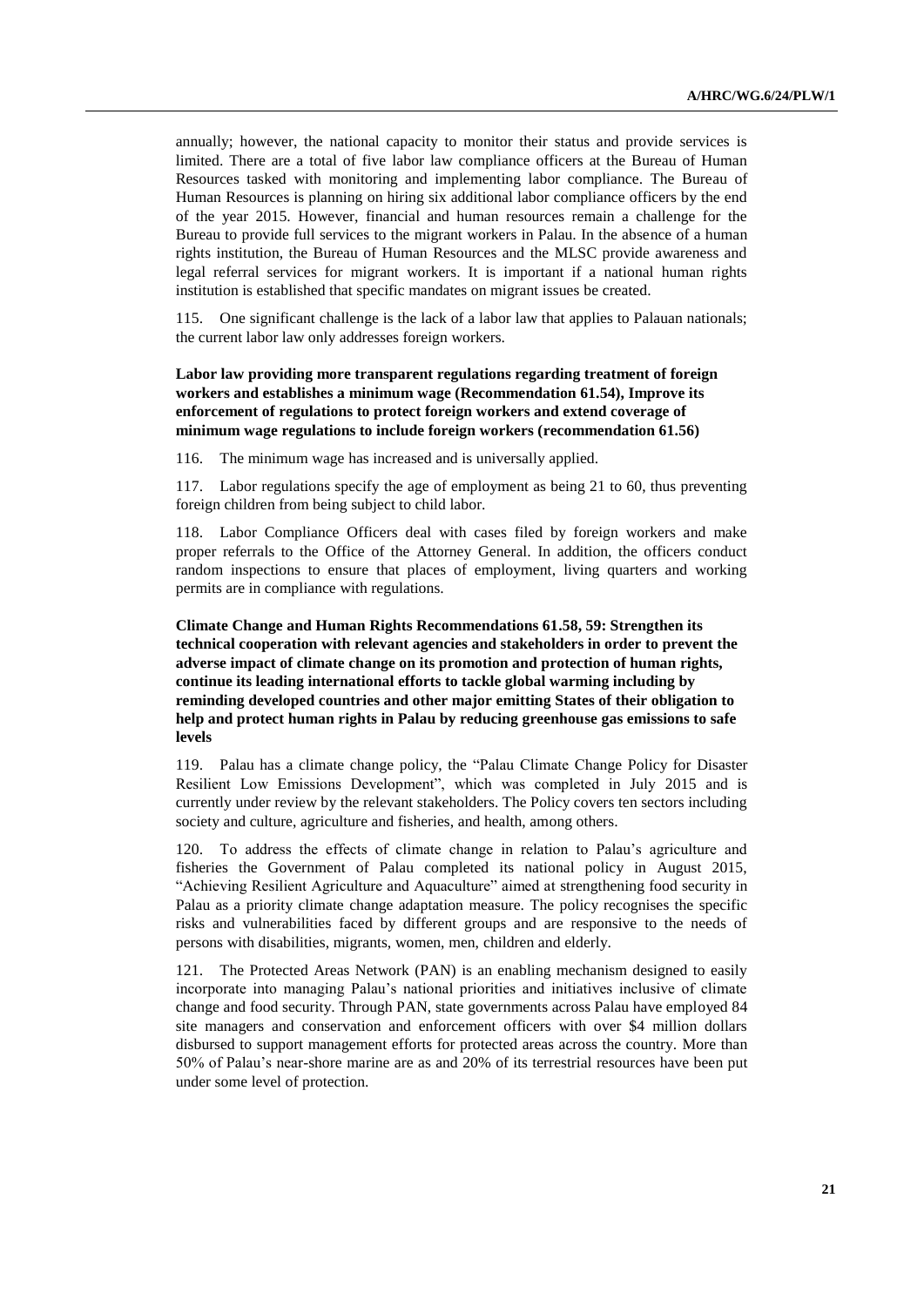annually; however, the national capacity to monitor their status and provide services is limited. There are a total of five labor law compliance officers at the Bureau of Human Resources tasked with monitoring and implementing labor compliance. The Bureau of Human Resources is planning on hiring six additional labor compliance officers by the end of the year 2015. However, financial and human resources remain a challenge for the Bureau to provide full services to the migrant workers in Palau. In the absence of a human rights institution, the Bureau of Human Resources and the MLSC provide awareness and legal referral services for migrant workers. It is important if a national human rights institution is established that specific mandates on migrant issues be created.

115. One significant challenge is the lack of a labor law that applies to Palauan nationals; the current labor law only addresses foreign workers.

**Labor law providing more transparent regulations regarding treatment of foreign workers and establishes a minimum wage (Recommendation 61.54), Improve its enforcement of regulations to protect foreign workers and extend coverage of minimum wage regulations to include foreign workers (recommendation 61.56)**

116. The minimum wage has increased and is universally applied.

117. Labor regulations specify the age of employment as being 21 to 60, thus preventing foreign children from being subject to child labor.

118. Labor Compliance Officers deal with cases filed by foreign workers and make proper referrals to the Office of the Attorney General. In addition, the officers conduct random inspections to ensure that places of employment, living quarters and working permits are in compliance with regulations.

**Climate Change and Human Rights Recommendations 61.58, 59: Strengthen its technical cooperation with relevant agencies and stakeholders in order to prevent the adverse impact of climate change on its promotion and protection of human rights, continue its leading international efforts to tackle global warming including by reminding developed countries and other major emitting States of their obligation to help and protect human rights in Palau by reducing greenhouse gas emissions to safe levels**

119. Palau has a climate change policy, the "Palau Climate Change Policy for Disaster Resilient Low Emissions Development", which was completed in July 2015 and is currently under review by the relevant stakeholders. The Policy covers ten sectors including society and culture, agriculture and fisheries, and health, among others.

120. To address the effects of climate change in relation to Palau's agriculture and fisheries the Government of Palau completed its national policy in August 2015, "Achieving Resilient Agriculture and Aquaculture" aimed at strengthening food security in Palau as a priority climate change adaptation measure. The policy recognises the specific risks and vulnerabilities faced by different groups and are responsive to the needs of persons with disabilities, migrants, women, men, children and elderly.

121. The Protected Areas Network (PAN) is an enabling mechanism designed to easily incorporate into managing Palau's national priorities and initiatives inclusive of climate change and food security. Through PAN, state governments across Palau have employed 84 site managers and conservation and enforcement officers with over $4 million dollars disbursed to support management efforts for protected areas across the country. More than 50% of Palau's near-shore marine are as and 20% of its terrestrial resources have been put under some level of protection.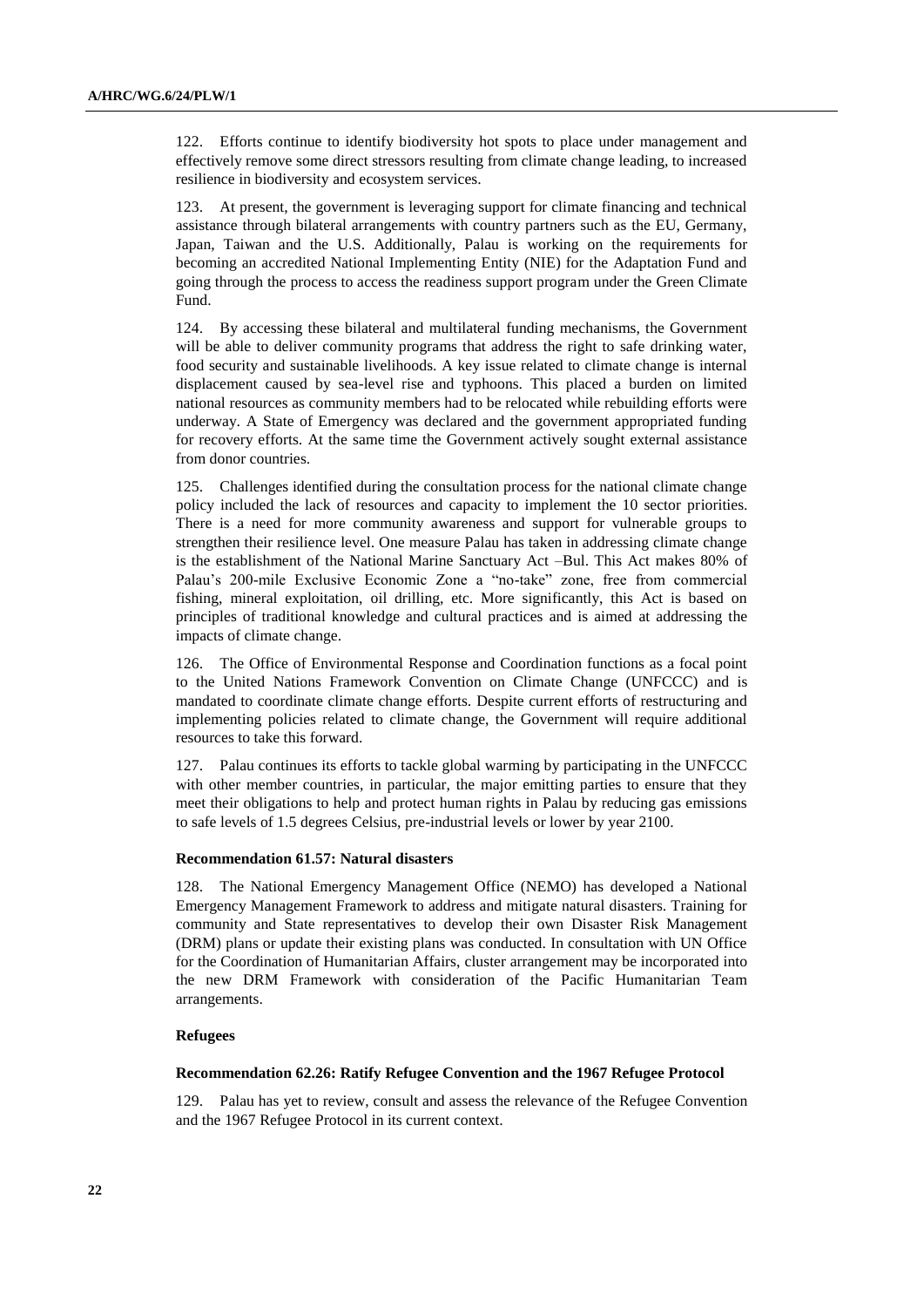122. Efforts continue to identify biodiversity hot spots to place under management and effectively remove some direct stressors resulting from climate change leading, to increased resilience in biodiversity and ecosystem services.

123. At present, the government is leveraging support for climate financing and technical assistance through bilateral arrangements with country partners such as the EU, Germany, Japan, Taiwan and the U.S. Additionally, Palau is working on the requirements for becoming an accredited National Implementing Entity (NIE) for the Adaptation Fund and going through the process to access the readiness support program under the Green Climate Fund.

124. By accessing these bilateral and multilateral funding mechanisms, the Government will be able to deliver community programs that address the right to safe drinking water, food security and sustainable livelihoods. A key issue related to climate change is internal displacement caused by sea-level rise and typhoons. This placed a burden on limited national resources as community members had to be relocated while rebuilding efforts were underway. A State of Emergency was declared and the government appropriated funding for recovery efforts. At the same time the Government actively sought external assistance from donor countries.

125. Challenges identified during the consultation process for the national climate change policy included the lack of resources and capacity to implement the 10 sector priorities. There is a need for more community awareness and support for vulnerable groups to strengthen their resilience level. One measure Palau has taken in addressing climate change is the establishment of the National Marine Sanctuary Act –Bul. This Act makes 80% of Palau's 200-mile Exclusive Economic Zone a "no-take" zone, free from commercial fishing, mineral exploitation, oil drilling, etc. More significantly, this Act is based on principles of traditional knowledge and cultural practices and is aimed at addressing the impacts of climate change.

126. The Office of Environmental Response and Coordination functions as a focal point to the United Nations Framework Convention on Climate Change (UNFCCC) and is mandated to coordinate climate change efforts. Despite current efforts of restructuring and implementing policies related to climate change, the Government will require additional resources to take this forward.

127. Palau continues its efforts to tackle global warming by participating in the UNFCCC with other member countries, in particular, the major emitting parties to ensure that they meet their obligations to help and protect human rights in Palau by reducing gas emissions to safe levels of 1.5 degrees Celsius, pre-industrial levels or lower by year 2100.

**Recommendation 61.57: Natural disasters**

128. The National Emergency Management Office (NEMO) has developed a National Emergency Management Framework to address and mitigate natural disasters. Training for community and State representatives to develop their own Disaster Risk Management (DRM) plans or update their existing plans was conducted. In consultation with UN Office for the Coordination of Humanitarian Affairs, cluster arrangement may be incorporated into the new DRM Framework with consideration of the Pacific Humanitarian Team arrangements.

**Refugees**

**Recommendation 62.26: Ratify Refugee Convention and the 1967 Refugee Protocol**

129. Palau has yet to review, consult and assess the relevance of the Refugee Convention and the 1967 Refugee Protocol in its current context.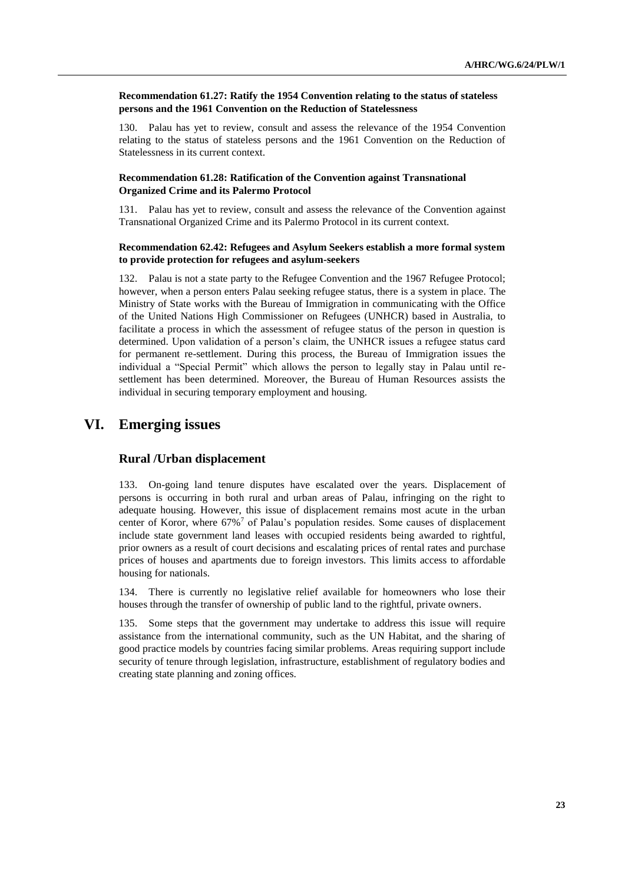**Recommendation 61.27: Ratify the 1954 Convention relating to the status of stateless persons and the 1961 Convention on the Reduction of Statelessness**

130. Palau has yet to review, consult and assess the relevance of the 1954 Convention relating to the status of stateless persons and the 1961 Convention on the Reduction of Statelessness in its current context.

**Recommendation 61.28: Ratification of the Convention against Transnational Organized Crime and its Palermo Protocol**

131. Palau has yet to review, consult and assess the relevance of the Convention against Transnational Organized Crime and its Palermo Protocol in its current context.

**Recommendation 62.42: Refugees and Asylum Seekers establish a more formal system to provide protection for refugees and asylum-seekers**

132. Palau is not a state party to the Refugee Convention and the 1967 Refugee Protocol; however, when a person enters Palau seeking refugee status, there is a system in place. The Ministry of State works with the Bureau of Immigration in communicating with the Office of the United Nations High Commissioner on Refugees (UNHCR) based in Australia, to facilitate a process in which the assessment of refugee status of the person in question is determined. Upon validation of a person's claim, the UNHCR issues a refugee status card for permanent re-settlement. During this process, the Bureau of Immigration issues the individual a "Special Permit" which allows the person to legally stay in Palau until re-settlement has been determined. Moreover, the Bureau of Human Resources assists the individual in securing temporary employment and housing.

# VI. Emerging issues

## Rural /Urban displacement

133. On-going land tenure disputes have escalated over the years. Displacement of persons is occurring in both rural and urban areas of Palau, infringing on the right to adequate housing. However, this issue of displacement remains most acute in the urban center of Koror, where 67%[7] of Palau's population resides. Some causes of displacement include state government land leases with occupied residents being awarded to rightful, prior owners as a result of court decisions and escalating prices of rental rates and purchase prices of houses and apartments due to foreign investors. This limits access to affordable housing for nationals.

134. There is currently no legislative relief available for homeowners who lose their houses through the transfer of ownership of public land to the rightful, private owners.

135. Some steps that the government may undertake to address this issue will require assistance from the international community, such as the UN Habitat, and the sharing of good practice models by countries facing similar problems. Areas requiring support include security of tenure through legislation, infrastructure, establishment of regulatory bodies and creating state planning and zoning offices.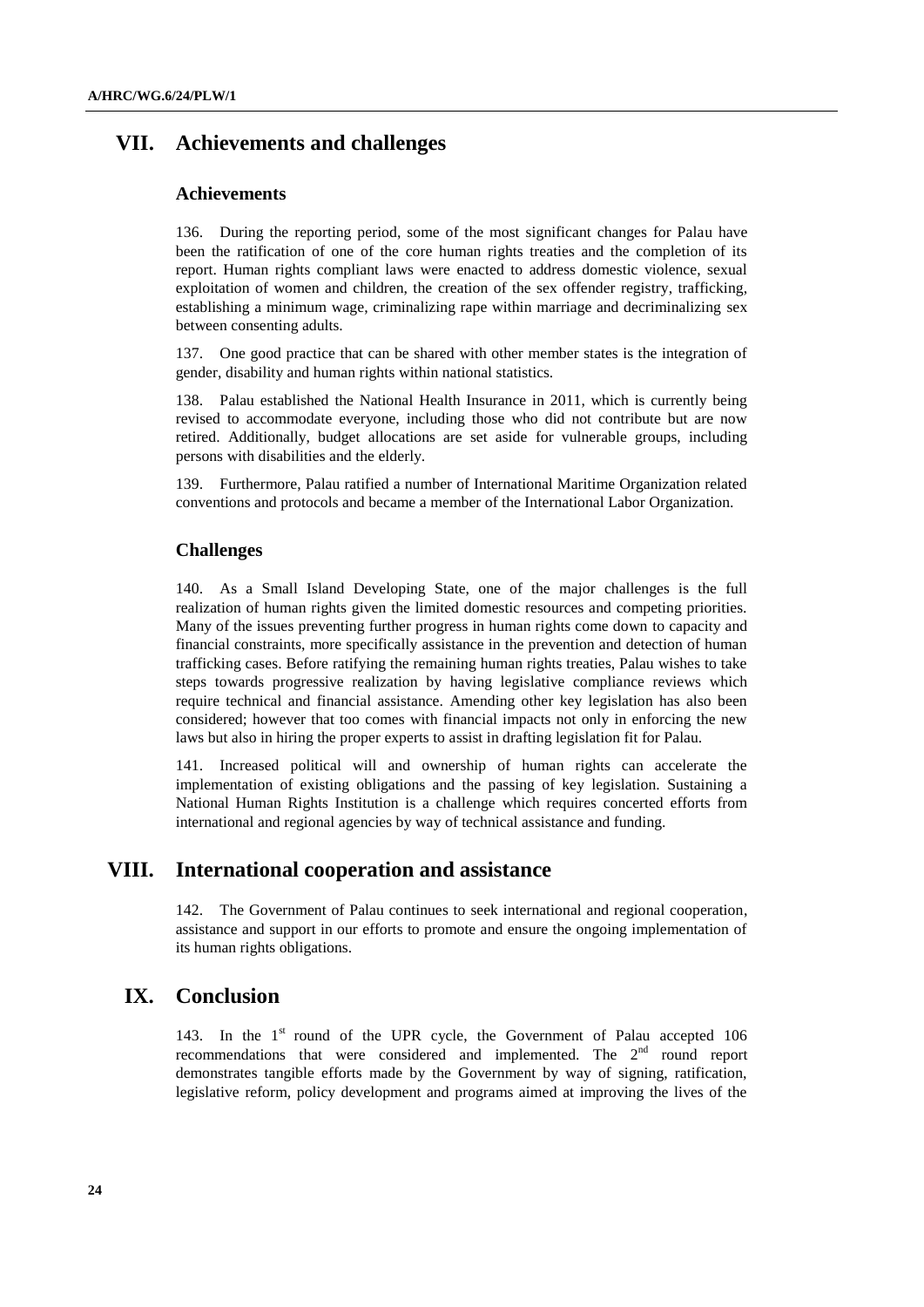## VII. Achievements and challenges

### Achievements

136. During the reporting period, some of the most significant changes for Palau have been the ratification of one of the core human rights treaties and the completion of its report. Human rights compliant laws were enacted to address domestic violence, sexual exploitation of women and children, the creation of the sex offender registry, trafficking, establishing a minimum wage, criminalizing rape within marriage and decriminalizing sex between consenting adults.

137. One good practice that can be shared with other member states is the integration of gender, disability and human rights within national statistics.

138. Palau established the National Health Insurance in 2011, which is currently being revised to accommodate everyone, including those who did not contribute but are now retired. Additionally, budget allocations are set aside for vulnerable groups, including persons with disabilities and the elderly.

139. Furthermore, Palau ratified a number of International Maritime Organization related conventions and protocols and became a member of the International Labor Organization.

### Challenges

140. As a Small Island Developing State, one of the major challenges is the full realization of human rights given the limited domestic resources and competing priorities. Many of the issues preventing further progress in human rights come down to capacity and financial constraints, more specifically assistance in the prevention and detection of human trafficking cases. Before ratifying the remaining human rights treaties, Palau wishes to take steps towards progressive realization by having legislative compliance reviews which require technical and financial assistance. Amending other key legislation has also been considered; however that too comes with financial impacts not only in enforcing the new laws but also in hiring the proper experts to assist in drafting legislation fit for Palau.

141. Increased political will and ownership of human rights can accelerate the implementation of existing obligations and the passing of key legislation. Sustaining a National Human Rights Institution is a challenge which requires concerted efforts from international and regional agencies by way of technical assistance and funding.

## VIII. International cooperation and assistance

142. The Government of Palau continues to seek international and regional cooperation, assistance and support in our efforts to promote and ensure the ongoing implementation of its human rights obligations.

## IX. Conclusion

143. In the 1st round of the UPR cycle, the Government of Palau accepted 106 recommendations that were considered and implemented. The 2nd round report demonstrates tangible efforts made by the Government by way of signing, ratification, legislative reform, policy development and programs aimed at improving the lives of the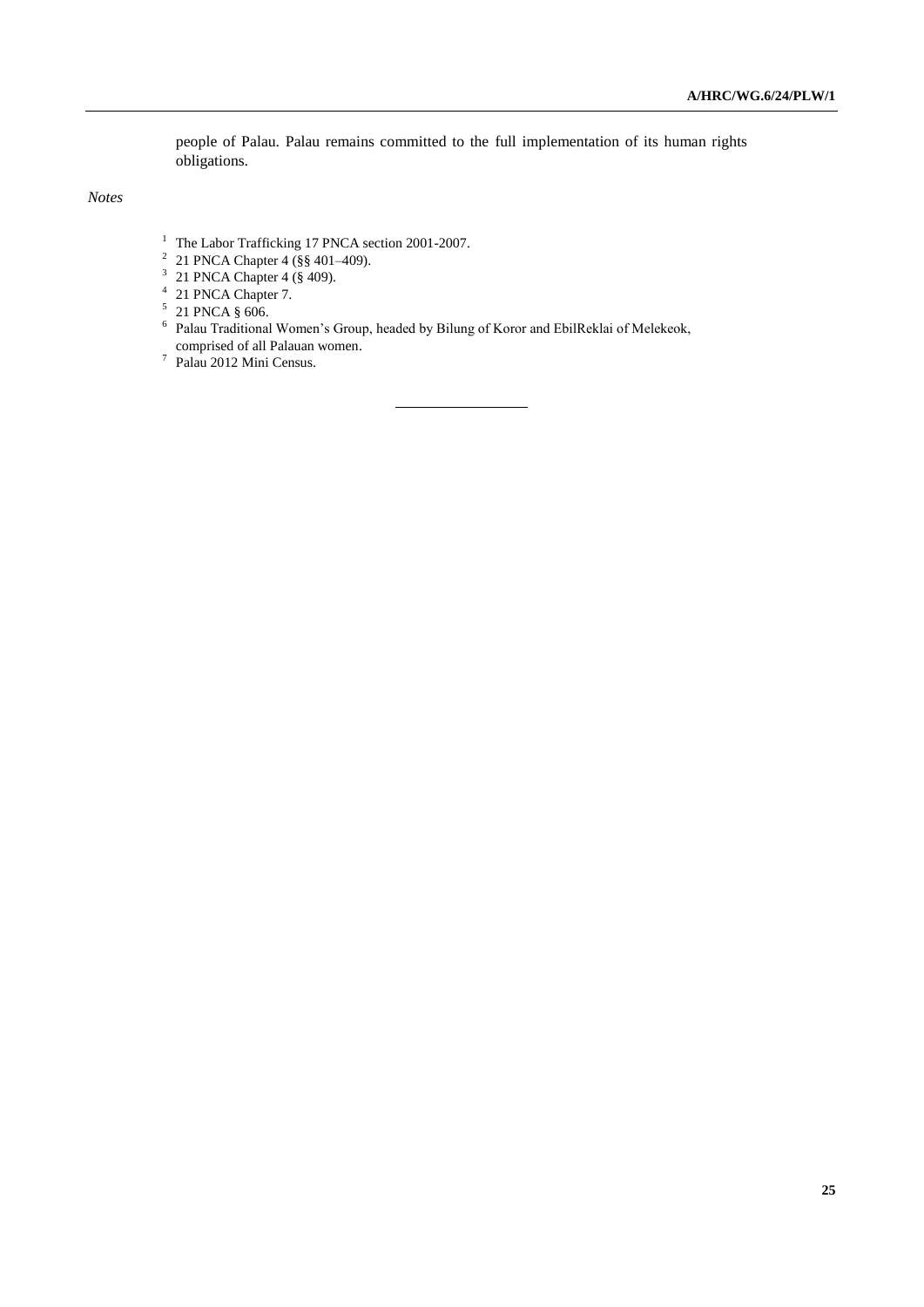people of Palau. Palau remains committed to the full implementation of its human rights obligations.

*Notes*

[1] The Labor Trafficking 17 PNCA section 2001-2007.
[2] 21 PNCA Chapter 4 (§§ 401–409).
[3] 21 PNCA Chapter 4 (§ 409).
[4] 21 PNCA Chapter 7.
[5] 21 PNCA § 606.
[6] Palau Traditional Women's Group, headed by Bilung of Koror and EbilReklai of Melekeok, comprised of all Palauan women.
[7] Palau 2012 Mini Census.